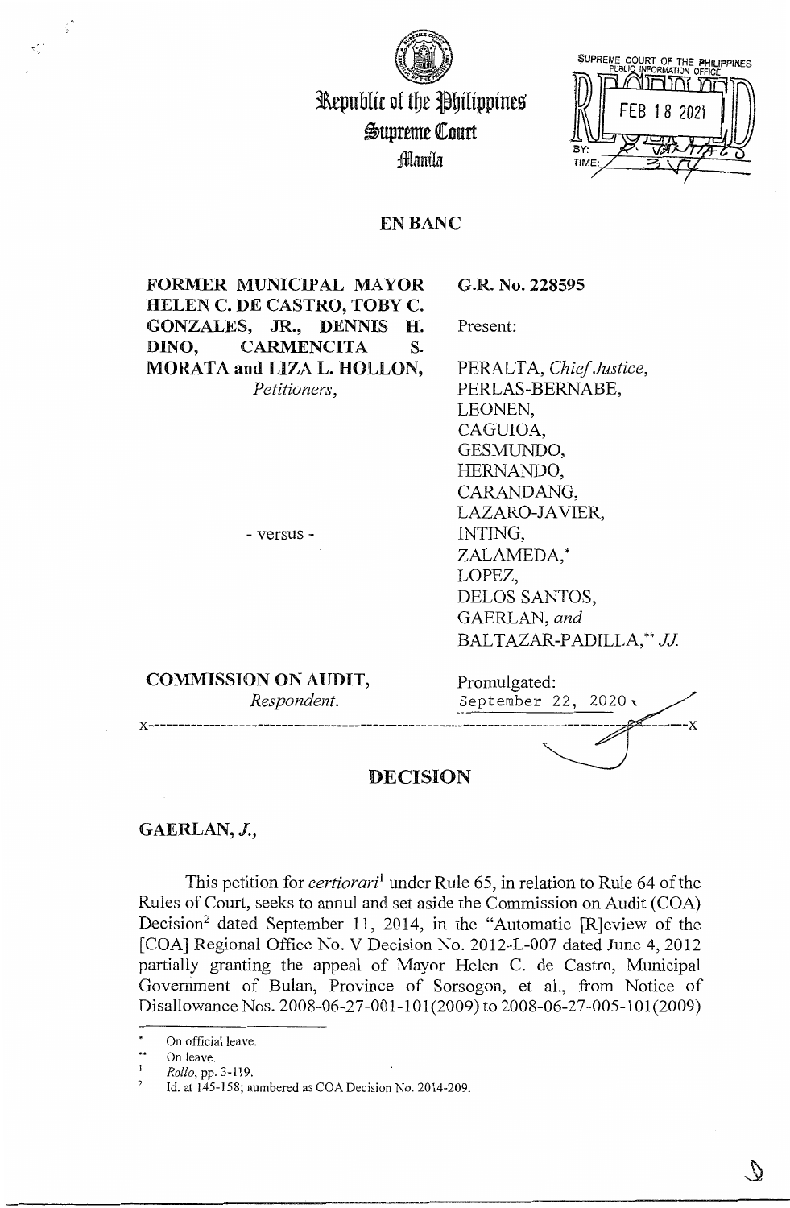Republic of the Philippines
Supreme Court
Manila

SUPREME COURT OF THE PHILIPPINES
PUBLIC INFORMATION OFFICE
RECEIVED
FEB 18 2021
BY:
TIME:

**EN BANC**

| | |
|---|---|
| **FORMER MUNICIPAL MAYOR HELEN C. DE CASTRO, TOBY C. GONZALES, JR., DENNIS H. DINO, CARMENCITA S. MORATA and LIZA L. HOLLON,** *Petitioners,* | **G.R. No. 228595** |
| | Present: |
| - versus - | PERALTA, *Chief Justice,* PERLAS-BERNABE, LEONEN, CAGUIOA, GESMUNDO, HERNANDO, CARANDANG, LAZARO-JAVIER, INTING, ZALAMEDA,* LOPEZ, DELOS SANTOS, GAERLAN, *and* BALTAZAR-PADILLA,** *JJ.* |
| **COMMISSION ON AUDIT,** *Respondent.* | Promulgated: September 22, 2020 |

x-----------------------------------------------------------------------------------------x

## DECISION

**GAERLAN, *J.*,**

This petition for *certiorari*[1] under Rule 65, in relation to Rule 64 of the Rules of Court, seeks to annul and set aside the Commission on Audit (COA) Decision[2] dated September 11, 2014, in the "Automatic [R]eview of the [COA] Regional Office No. V Decision No. 2012-L-007 dated June 4, 2012 partially granting the appeal of Mayor Helen C. de Castro, Municipal Government of Bulan, Province of Sorsogon, et al., from Notice of Disallowance Nos. 2008-06-27-001-101(2009) to 2008-06-27-005-101(2009)

---

\* On official leave.

\*\* On leave.

[1] *Rollo*, pp. 3-119.

[2] Id. at 145-158; numbered as COA Decision No. 2014-209.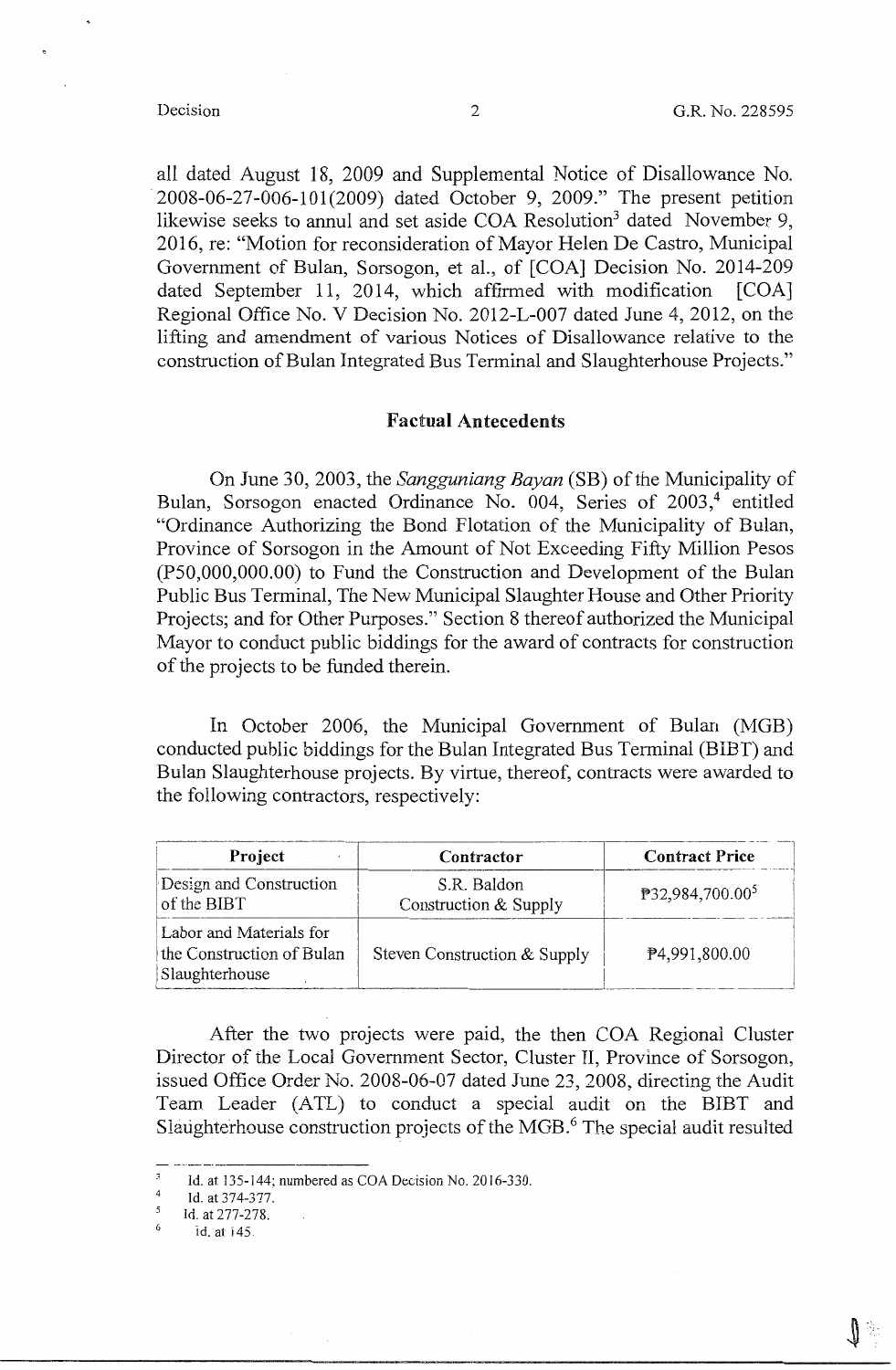all dated August 18, 2009 and Supplemental Notice of Disallowance No. 2008-06-27-006-101(2009) dated October 9, 2009." The present petition likewise seeks to annul and set aside COA Resolution[3] dated November 9, 2016, re: "Motion for reconsideration of Mayor Helen De Castro, Municipal Government of Bulan, Sorsogon, et al., of [COA] Decision No. 2014-209 dated September 11, 2014, which affirmed with modification [COA] Regional Office No. V Decision No. 2012-L-007 dated June 4, 2012, on the lifting and amendment of various Notices of Disallowance relative to the construction of Bulan Integrated Bus Terminal and Slaughterhouse Projects."

## Factual Antecedents

On June 30, 2003, the *Sangguniang Bayan* (SB) of the Municipality of Bulan, Sorsogon enacted Ordinance No. 004, Series of 2003,[4] entitled "Ordinance Authorizing the Bond Flotation of the Municipality of Bulan, Province of Sorsogon in the Amount of Not Exceeding Fifty Million Pesos (P50,000,000.00) to Fund the Construction and Development of the Bulan Public Bus Terminal, The New Municipal Slaughter House and Other Priority Projects; and for Other Purposes." Section 8 thereof authorized the Municipal Mayor to conduct public biddings for the award of contracts for construction of the projects to be funded therein.

In October 2006, the Municipal Government of Bulan (MGB) conducted public biddings for the Bulan Integrated Bus Terminal (BIBT) and Bulan Slaughterhouse projects. By virtue, thereof, contracts were awarded to the following contractors, respectively:

| Project | Contractor | Contract Price |
|---|---|---|
| Design and Construction of the BIBT | S.R. Baldon Construction & Supply | ₱32,984,700.00[5] |
| Labor and Materials for the Construction of Bulan Slaughterhouse | Steven Construction & Supply | ₱4,991,800.00 |

After the two projects were paid, the then COA Regional Cluster Director of the Local Government Sector, Cluster II, Province of Sorsogon, issued Office Order No. 2008-06-07 dated June 23, 2008, directing the Audit Team Leader (ATL) to conduct a special audit on the BIBT and Slaughterhouse construction projects of the MGB.[6] The special audit resulted

---

[3] Id. at 135-144; numbered as COA Decision No. 2016-330.

[4] Id. at 374-377.

[5] Id. at 277-278.

[6] Id. at 145.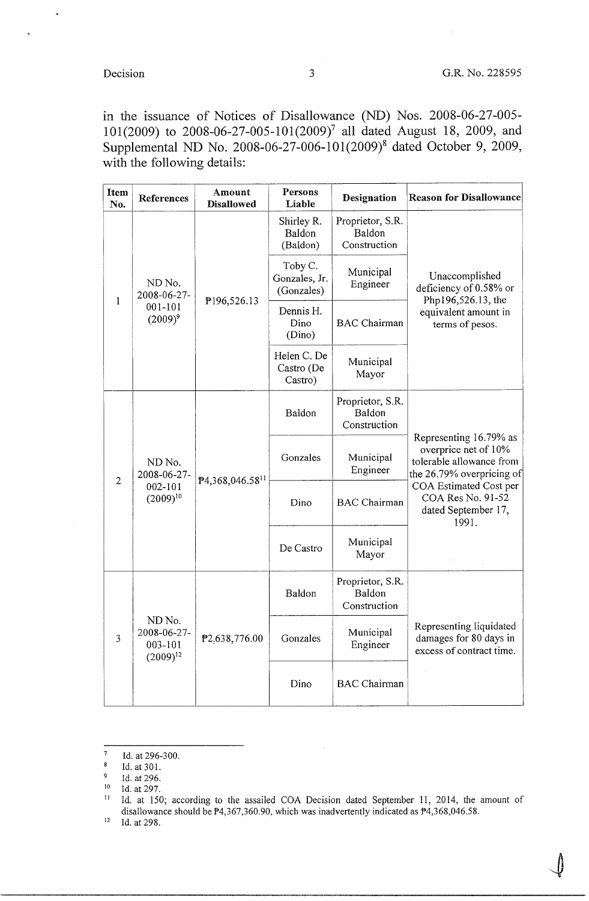in the issuance of Notices of Disallowance (ND) Nos. 2008-06-27-005-101(2009) to 2008-06-27-005-101(2009)[7] all dated August 18, 2009, and Supplemental ND No. 2008-06-27-006-101(2009)[8] dated October 9, 2009, with the following details:

| Item No. | References | Amount Disallowed | Persons Liable | Designation | Reason for Disallowance |
|---|---|---|---|---|---|
| 1 | ND No. 2008-06-27-001-101 (2009)[9] | ₱196,526.13 | Shirley R. Baldon (Baldon) | Proprietor, S.R. Baldon Construction | Unaccomplished deficiency of 0.58% or Php196,526.13, the equivalent amount in terms of pesos. |
| | | | Toby C. Gonzales, Jr. (Gonzales) | Municipal Engineer | |
| | | | Dennis H. Dino (Dino) | BAC Chairman | |
| | | | Helen C. De Castro (De Castro) | Municipal Mayor | |
| 2 | ND No. 2008-06-27-002-101 (2009)[10] | ₱4,368,046.58[11] | Baldon | Proprietor, S.R. Baldon Construction | Representing 16.79% as overprice net of 10% tolerable allowance from the 26.79% overpricing of COA Estimated Cost per COA Res No. 91-52 dated September 17, 1991. |
| | | | Gonzales | Municipal Engineer | |
| | | | Dino | BAC Chairman | |
| | | | De Castro | Municipal Mayor | |
| 3 | ND No. 2008-06-27-003-101 (2009)[12] | ₱2,638,776.00 | Baldon | Proprietor, S.R. Baldon Construction | Representing liquidated damages for 80 days in excess of contract time. |
| | | | Gonzales | Municipal Engineer | |
| | | | Dino | BAC Chairman | |

---

[7] Id. at 296-300.

[8] Id. at 301.

[9] Id. at 296.

[10] Id. at 297.

[11] Id. at 150; according to the assailed COA Decision dated September 11, 2014, the amount of disallowance should be ₱4,367,360.90, which was inadvertently indicated as ₱4,368,046.58.

[12] Id. at 298.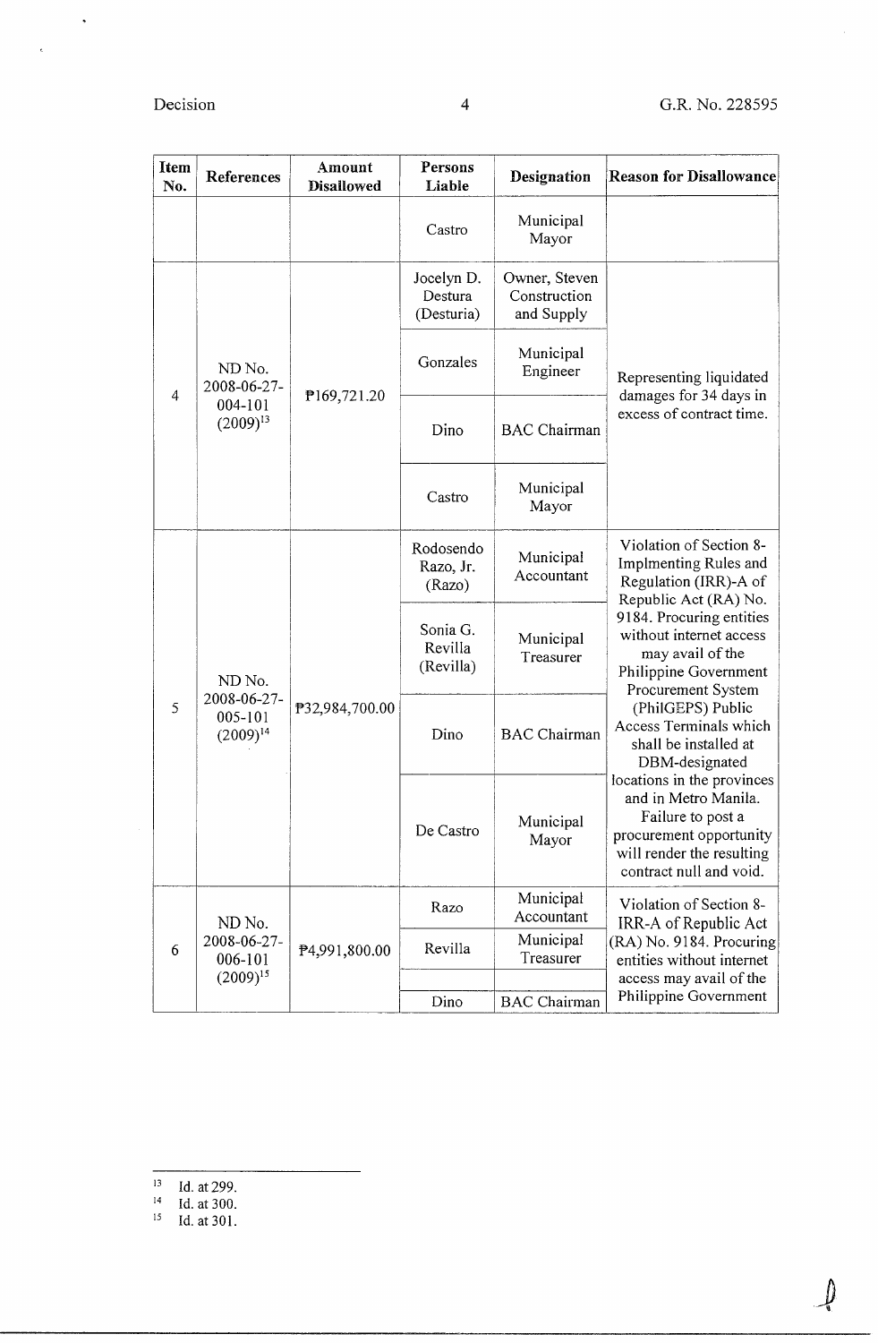| Item No. | References | Amount Disallowed | Persons Liable | Designation | Reason for Disallowance |
|---|---|---|---|---|---|
| | | | Castro | Municipal Mayor | |
| 4 | ND No. 2008-06-27-004-101 (2009)[13] | ₱169,721.20 | Jocelyn D. Destura (Desturia) | Owner, Steven Construction and Supply | Representing liquidated damages for 34 days in excess of contract time. |
| | | | Gonzales | Municipal Engineer | |
| | | | Dino | BAC Chairman | |
| | | | Castro | Municipal Mayor | |
| 5 | ND No. 2008-06-27-005-101 (2009)[14] | ₱32,984,700.00 | Rodosendo Razo, Jr. (Razo) | Municipal Accountant | Violation of Section 8-Implmenting Rules and Regulation (IRR)-A of Republic Act (RA) No. 9184. Procuring entities without internet access may avail of the Philippine Government Procurement System (PhilGEPS) Public Access Terminals which shall be installed at DBM-designated locations in the provinces and in Metro Manila. Failure to post a procurement opportunity will render the resulting contract null and void. |
| | | | Sonia G. Revilla (Revilla) | Municipal Treasurer | |
| | | | Dino | BAC Chairman | |
| | | | De Castro | Municipal Mayor | |
| 6 | ND No. 2008-06-27-006-101 (2009)[15] | ₱4,991,800.00 | Razo | Municipal Accountant | Violation of Section 8-IRR-A of Republic Act (RA) No. 9184. Procuring entities without internet access may avail of the Philippine Government |
| | | | Revilla | Municipal Treasurer | |
| | | | Dino | BAC Chairman | |

[13] Id. at 299.
[14] Id. at 300.
[15] Id. at 301.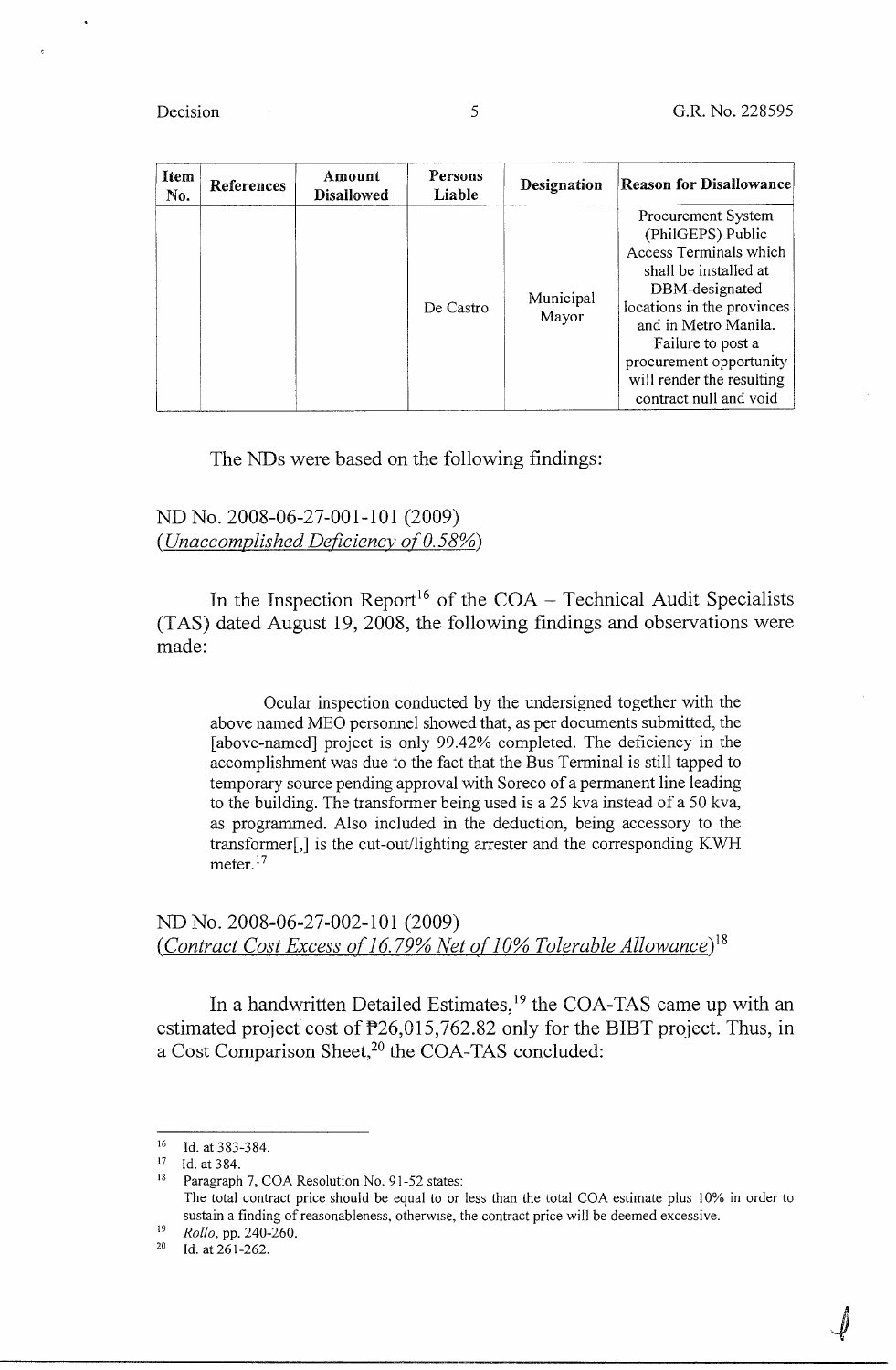| Item No. | References | Amount Disallowed | Persons Liable | Designation | Reason for Disallowance |
|---|---|---|---|---|---|
| | | | De Castro | Municipal Mayor | Procurement System (PhilGEPS) Public Access Terminals which shall be installed at DBM-designated locations in the provinces and in Metro Manila. Failure to post a procurement opportunity will render the resulting contract null and void |

The NDs were based on the following findings:

ND No. 2008-06-27-001-101 (2009)
(*Unaccomplished Deficiency of 0.58%*)

In the Inspection Report[16] of the COA – Technical Audit Specialists (TAS) dated August 19, 2008, the following findings and observations were made:

> Ocular inspection conducted by the undersigned together with the above named MEO personnel showed that, as per documents submitted, the [above-named] project is only 99.42% completed. The deficiency in the accomplishment was due to the fact that the Bus Terminal is still tapped to temporary source pending approval with Soreco of a permanent line leading to the building. The transformer being used is a 25 kva instead of a 50 kva, as programmed. Also included in the deduction, being accessory to the transformer[,] is the cut-out/lighting arrester and the corresponding KWH meter.[17]

ND No. 2008-06-27-002-101 (2009)
(*Contract Cost Excess of 16.79% Net of 10% Tolerable Allowance*)[18]

In a handwritten Detailed Estimates,[19] the COA-TAS came up with an estimated project cost of ₱26,015,762.82 only for the BIBT project. Thus, in a Cost Comparison Sheet,[20] the COA-TAS concluded:

---

[16] Id. at 383-384.

[17] Id. at 384.

[18] Paragraph 7, COA Resolution No. 91-52 states:
The total contract price should be equal to or less than the total COA estimate plus 10% in order to sustain a finding of reasonableness, otherwise, the contract price will be deemed excessive.

[19] *Rollo*, pp. 240-260.

[20] Id. at 261-262.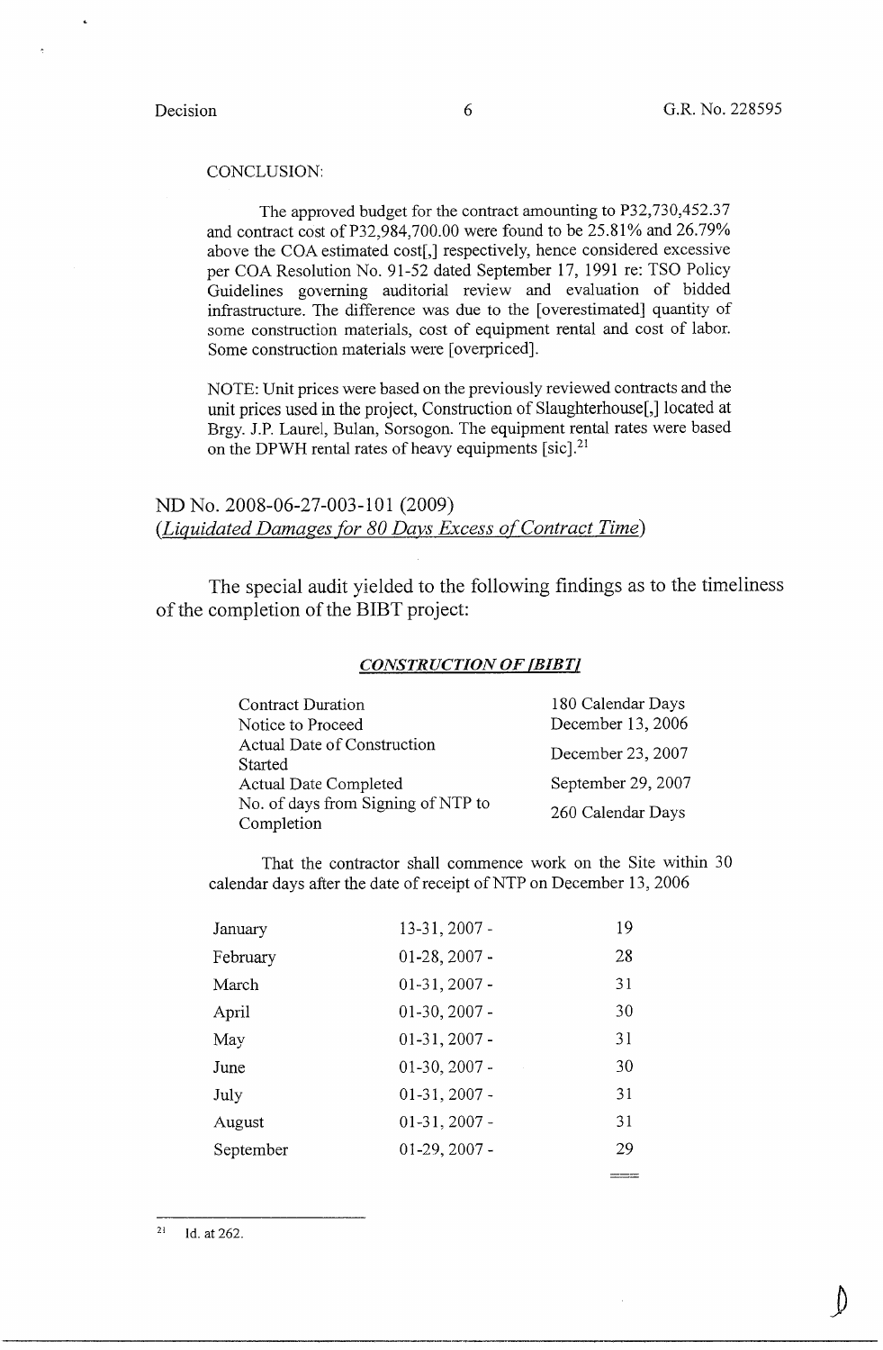CONCLUSION:

The approved budget for the contract amounting to P32,730,452.37 and contract cost of P32,984,700.00 were found to be 25.81% and 26.79% above the COA estimated cost[,] respectively, hence considered excessive per COA Resolution No. 91-52 dated September 17, 1991 re: TSO Policy Guidelines governing auditorial review and evaluation of bidded infrastructure. The difference was due to the [overestimated] quantity of some construction materials, cost of equipment rental and cost of labor. Some construction materials were [overpriced].

NOTE: Unit prices were based on the previously reviewed contracts and the unit prices used in the project, Construction of Slaughterhouse[,] located at Brgy. J.P. Laurel, Bulan, Sorsogon. The equipment rental rates were based on the DPWH rental rates of heavy equipments [sic].[21]

## ND No. 2008-06-27-003-101 (2009)
## *(Liquidated Damages for 80 Days Excess of Contract Time)*

The special audit yielded to the following findings as to the timeliness of the completion of the BIBT project:

***CONSTRUCTION OF [BIBT]***

| | |
|---|---|
| Contract Duration | 180 Calendar Days |
| Notice to Proceed | December 13, 2006 |
| Actual Date of Construction Started | December 23, 2007 |
| Actual Date Completed | September 29, 2007 |
| No. of days from Signing of NTP to Completion | 260 Calendar Days |

That the contractor shall commence work on the Site within 30 calendar days after the date of receipt of NTP on December 13, 2006

| | | |
|---|---|---|
| January | 13-31, 2007 - | 19 |
| February | 01-28, 2007 - | 28 |
| March | 01-31, 2007 - | 31 |
| April | 01-30, 2007 - | 30 |
| May | 01-31, 2007 - | 31 |
| June | 01-30, 2007 - | 30 |
| July | 01-31, 2007 - | 31 |
| August | 01-31, 2007 - | 31 |
| September | 01-29, 2007 - | 29 |

[21] Id. at 262.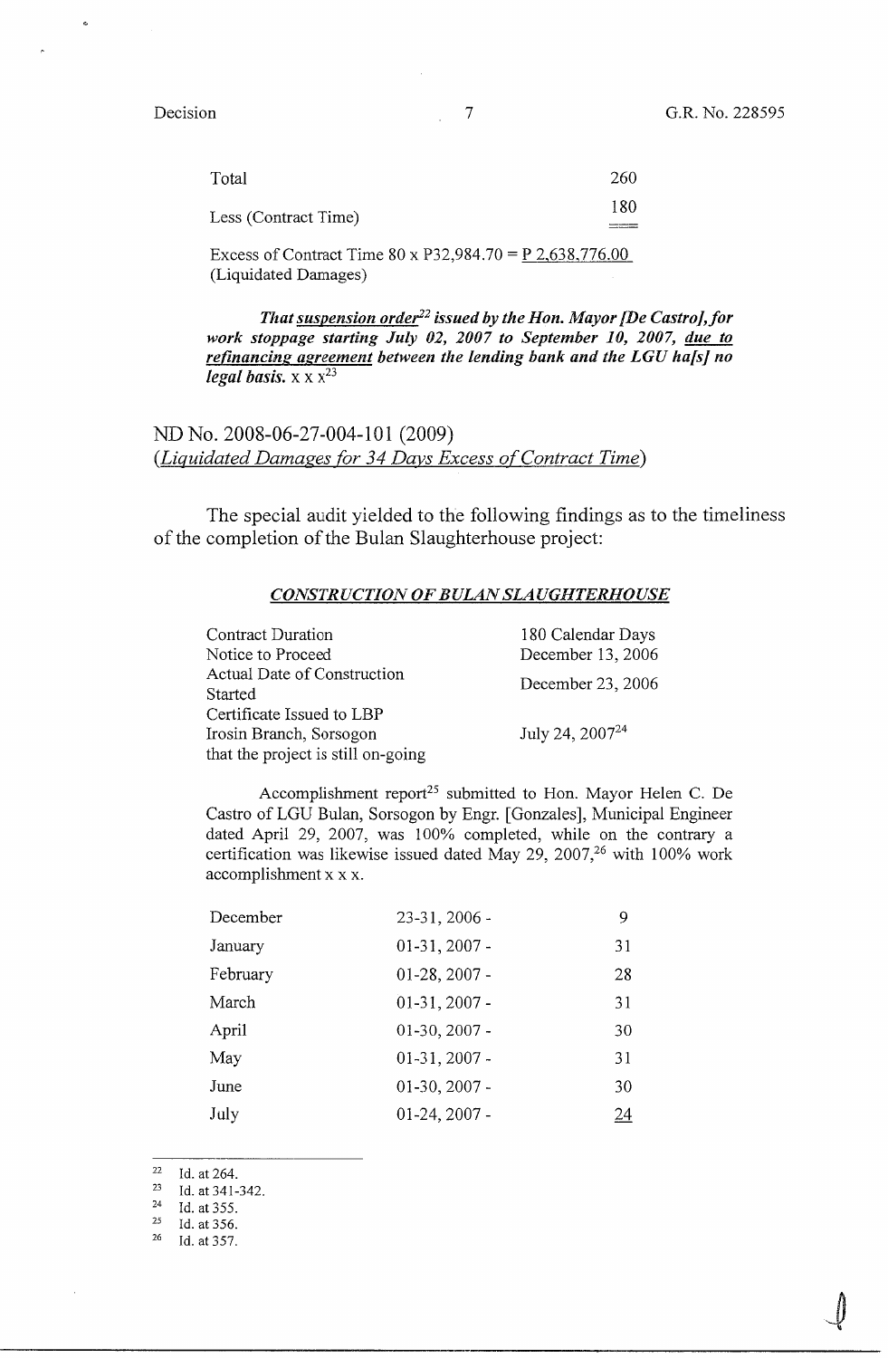| | |
|---|---|
| Total | 260 |
| Less (Contract Time) | 180 |

Excess of Contract Time 80 x P32,984.70 = P 2,638,776.00
(Liquidated Damages)

> ***That suspension order[22] issued by the Hon. Mayor [De Castro], for work stoppage starting July 02, 2007 to September 10, 2007, due to refinancing agreement between the lending bank and the LGU ha[s] no legal basis.*** x x x[23]

## ND No. 2008-06-27-004-101 (2009)
*(Liquidated Damages for 34 Days Excess of Contract Time)*

The special audit yielded to the following findings as to the timeliness of the completion of the Bulan Slaughterhouse project:

***CONSTRUCTION OF BULAN SLAUGHTERHOUSE***

| | |
|---|---|
| Contract Duration | 180 Calendar Days |
| Notice to Proceed | December 13, 2006 |
| Actual Date of Construction Started | December 23, 2006 |
| Certificate Issued to LBP Irosin Branch, Sorsogon that the project is still on-going | July 24, 2007[24] |

Accomplishment report[25] submitted to Hon. Mayor Helen C. De Castro of LGU Bulan, Sorsogon by Engr. [Gonzales], Municipal Engineer dated April 29, 2007, was 100% completed, while on the contrary a certification was likewise issued dated May 29, 2007,[26] with 100% work accomplishment x x x.

| | | |
|---|---|---|
| December | 23-31, 2006 - | 9 |
| January | 01-31, 2007 - | 31 |
| February | 01-28, 2007 - | 28 |
| March | 01-31, 2007 - | 31 |
| April | 01-30, 2007 - | 30 |
| May | 01-31, 2007 - | 31 |
| June | 01-30, 2007 - | 30 |
| July | 01-24, 2007 - | 24 |

[22] Id. at 264.
[23] Id. at 341-342.
[24] Id. at 355.
[25] Id. at 356.
[26] Id. at 357.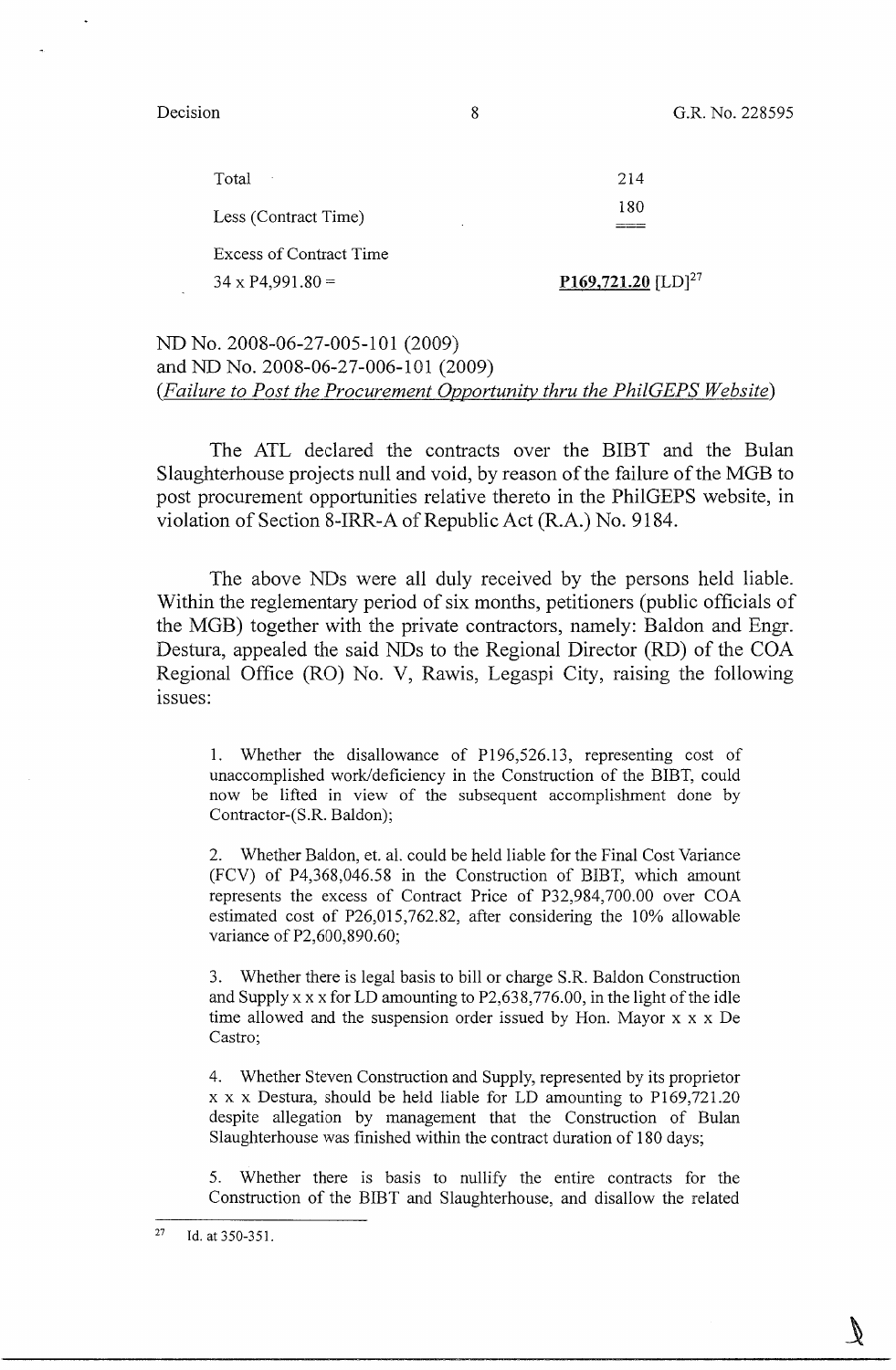| | |
|---|---|
| Total | 214 |
| Less (Contract Time) | 180 |
| Excess of Contract Time | |
| 34 x P4,991.80 = | **P169,721.20** [LD][27] |

ND No. 2008-06-27-005-101 (2009)
and ND No. 2008-06-27-006-101 (2009)
(*Failure to Post the Procurement Opportunity thru the PhilGEPS Website*)

The ATL declared the contracts over the BIBT and the Bulan Slaughterhouse projects null and void, by reason of the failure of the MGB to post procurement opportunities relative thereto in the PhilGEPS website, in violation of Section 8-IRR-A of Republic Act (R.A.) No. 9184.

The above NDs were all duly received by the persons held liable. Within the reglementary period of six months, petitioners (public officials of the MGB) together with the private contractors, namely: Baldon and Engr. Destura, appealed the said NDs to the Regional Director (RD) of the COA Regional Office (RO) No. V, Rawis, Legaspi City, raising the following issues:

> 1. Whether the disallowance of P196,526.13, representing cost of unaccomplished work/deficiency in the Construction of the BIBT, could now be lifted in view of the subsequent accomplishment done by Contractor-(S.R. Baldon);
>
> 2. Whether Baldon, et. al. could be held liable for the Final Cost Variance (FCV) of P4,368,046.58 in the Construction of BIBT, which amount represents the excess of Contract Price of P32,984,700.00 over COA estimated cost of P26,015,762.82, after considering the 10% allowable variance of P2,600,890.60;
>
> 3. Whether there is legal basis to bill or charge S.R. Baldon Construction and Supply x x x for LD amounting to P2,638,776.00, in the light of the idle time allowed and the suspension order issued by Hon. Mayor x x x De Castro;
>
> 4. Whether Steven Construction and Supply, represented by its proprietor x x x Destura, should be held liable for LD amounting to P169,721.20 despite allegation by management that the Construction of Bulan Slaughterhouse was finished within the contract duration of 180 days;
>
> 5. Whether there is basis to nullify the entire contracts for the Construction of the BIBT and Slaughterhouse, and disallow the related

---

[27] Id. at 350-351.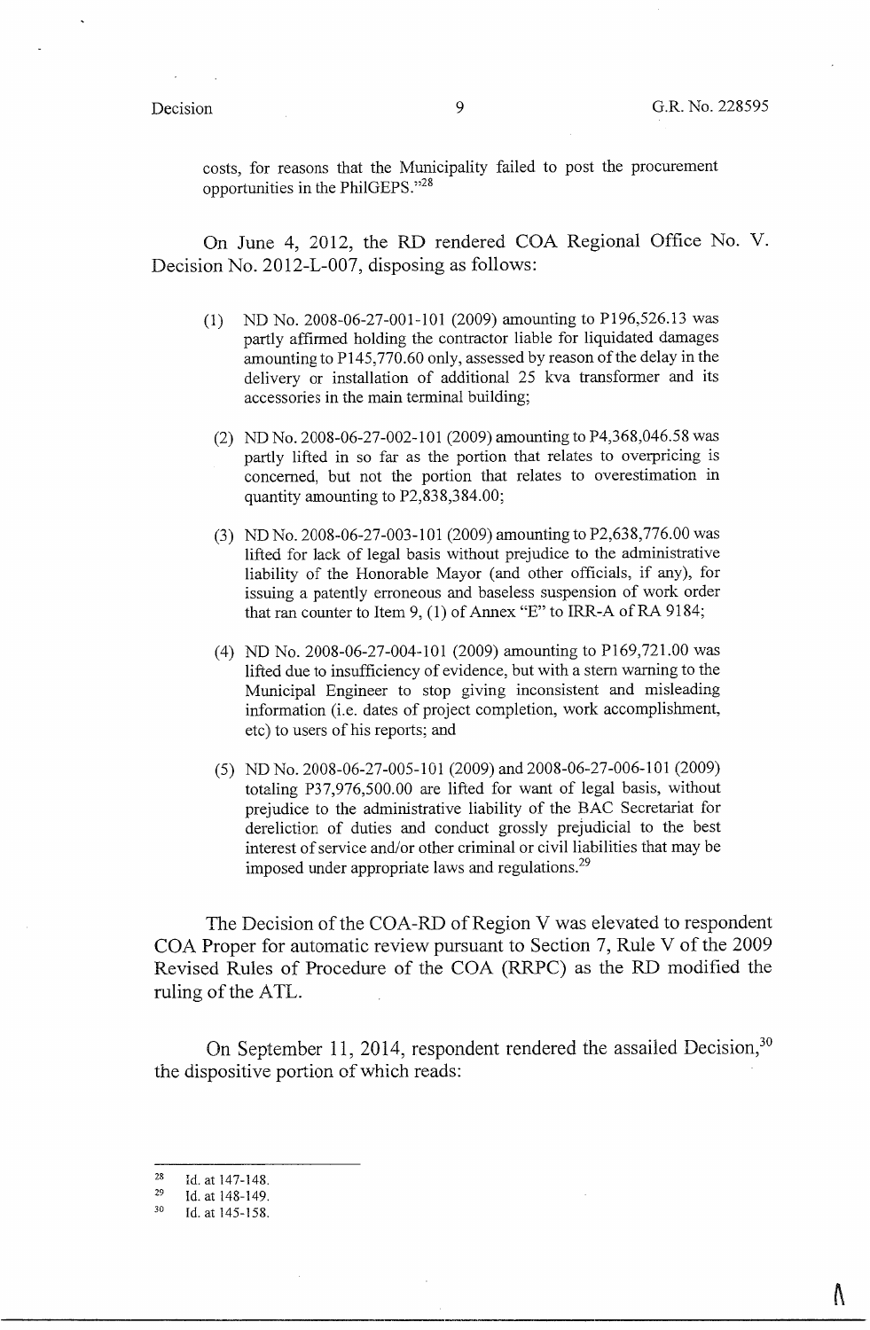costs, for reasons that the Municipality failed to post the procurement opportunities in the PhilGEPS."[28]

On June 4, 2012, the RD rendered COA Regional Office No. V. Decision No. 2012-L-007, disposing as follows:

> (1) ND No. 2008-06-27-001-101 (2009) amounting to P196,526.13 was partly affirmed holding the contractor liable for liquidated damages amounting to P145,770.60 only, assessed by reason of the delay in the delivery or installation of additional 25 kva transformer and its accessories in the main terminal building;
>
> (2) ND No. 2008-06-27-002-101 (2009) amounting to P4,368,046.58 was partly lifted in so far as the portion that relates to overpricing is concerned, but not the portion that relates to overestimation in quantity amounting to P2,838,384.00;
>
> (3) ND No. 2008-06-27-003-101 (2009) amounting to P2,638,776.00 was lifted for lack of legal basis without prejudice to the administrative liability of the Honorable Mayor (and other officials, if any), for issuing a patently erroneous and baseless suspension of work order that ran counter to Item 9, (1) of Annex "E" to IRR-A of RA 9184;
>
> (4) ND No. 2008-06-27-004-101 (2009) amounting to P169,721.00 was lifted due to insufficiency of evidence, but with a stern warning to the Municipal Engineer to stop giving inconsistent and misleading information (i.e. dates of project completion, work accomplishment, etc) to users of his reports; and
>
> (5) ND No. 2008-06-27-005-101 (2009) and 2008-06-27-006-101 (2009) totaling P37,976,500.00 are lifted for want of legal basis, without prejudice to the administrative liability of the BAC Secretariat for dereliction of duties and conduct grossly prejudicial to the best interest of service and/or other criminal or civil liabilities that may be imposed under appropriate laws and regulations.[29]

The Decision of the COA-RD of Region V was elevated to respondent COA Proper for automatic review pursuant to Section 7, Rule V of the 2009 Revised Rules of Procedure of the COA (RRPC) as the RD modified the ruling of the ATL.

On September 11, 2014, respondent rendered the assailed Decision,[30] the dispositive portion of which reads:

---

[28] Id. at 147-148.

[29] Id. at 148-149.

[30] Id. at 145-158.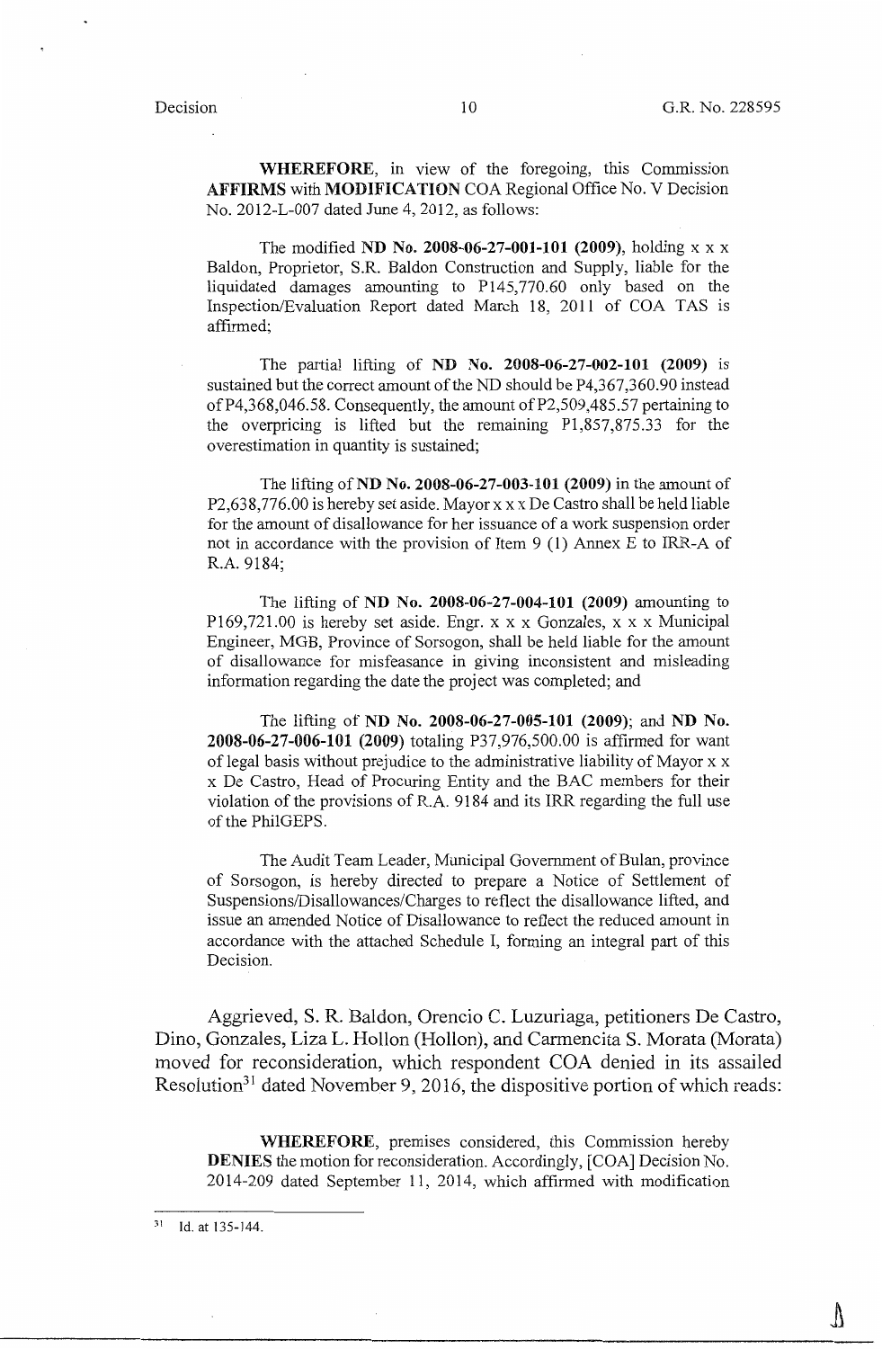**WHEREFORE**, in view of the foregoing, this Commission **AFFIRMS** with **MODIFICATION** COA Regional Office No. V Decision No. 2012-L-007 dated June 4, 2012, as follows:

The modified **ND No. 2008-06-27-001-101 (2009)**, holding x x x Baldon, Proprietor, S.R. Baldon Construction and Supply, liable for the liquidated damages amounting to P145,770.60 only based on the Inspection/Evaluation Report dated March 18, 2011 of COA TAS is affirmed;

The partial lifting of **ND No. 2008-06-27-002-101 (2009)** is sustained but the correct amount of the ND should be P4,367,360.90 instead of P4,368,046.58. Consequently, the amount of P2,509,485.57 pertaining to the overpricing is lifted but the remaining P1,857,875.33 for the overestimation in quantity is sustained;

The lifting of **ND No. 2008-06-27-003-101 (2009)** in the amount of P2,638,776.00 is hereby set aside. Mayor x x x De Castro shall be held liable for the amount of disallowance for her issuance of a work suspension order not in accordance with the provision of Item 9 (1) Annex E to IRR-A of R.A. 9184;

The lifting of **ND No. 2008-06-27-004-101 (2009)** amounting to P169,721.00 is hereby set aside. Engr. x x x Gonzales, x x x Municipal Engineer, MGB, Province of Sorsogon, shall be held liable for the amount of disallowance for misfeasance in giving inconsistent and misleading information regarding the date the project was completed; and

The lifting of **ND No. 2008-06-27-005-101 (2009)**; and **ND No. 2008-06-27-006-101 (2009)** totaling P37,976,500.00 is affirmed for want of legal basis without prejudice to the administrative liability of Mayor x x x De Castro, Head of Procuring Entity and the BAC members for their violation of the provisions of R.A. 9184 and its IRR regarding the full use of the PhilGEPS.

The Audit Team Leader, Municipal Government of Bulan, province of Sorsogon, is hereby directed to prepare a Notice of Settlement of Suspensions/Disallowances/Charges to reflect the disallowance lifted, and issue an amended Notice of Disallowance to reflect the reduced amount in accordance with the attached Schedule I, forming an integral part of this Decision.

Aggrieved, S. R. Baldon, Orencio C. Luzuriaga, petitioners De Castro, Dino, Gonzales, Liza L. Hollon (Hollon), and Carmencita S. Morata (Morata) moved for reconsideration, which respondent COA denied in its assailed Resolution[31] dated November 9, 2016, the dispositive portion of which reads:

**WHEREFORE**, premises considered, this Commission hereby **DENIES** the motion for reconsideration. Accordingly, [COA] Decision No. 2014-209 dated September 11, 2014, which affirmed with modification

---

[31] Id. at 135-144.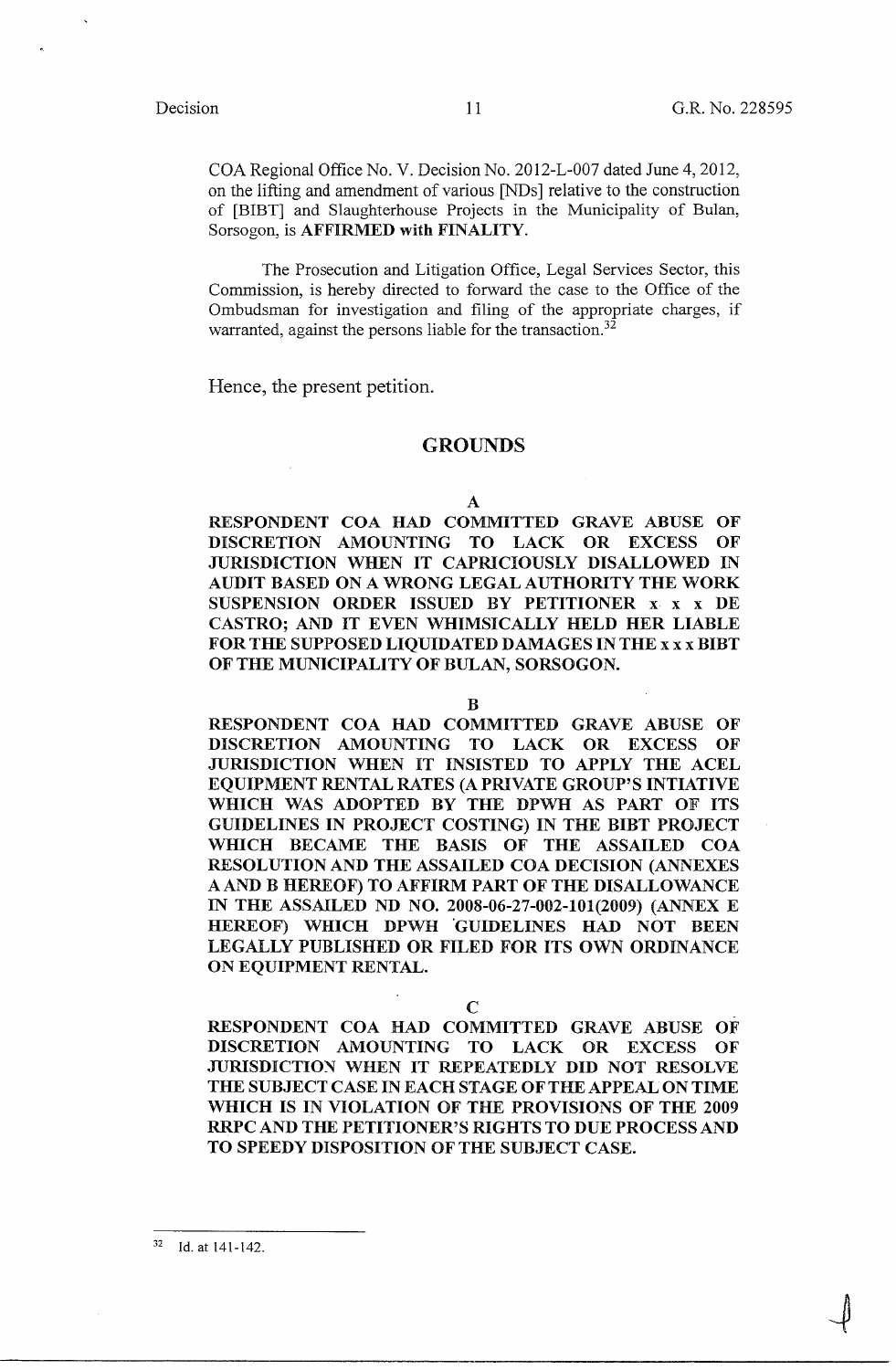COA Regional Office No. V. Decision No. 2012-L-007 dated June 4, 2012, on the lifting and amendment of various [NDs] relative to the construction of [BIBT] and Slaughterhouse Projects in the Municipality of Bulan, Sorsogon, is **AFFIRMED with FINALITY.**

The Prosecution and Litigation Office, Legal Services Sector, this Commission, is hereby directed to forward the case to the Office of the Ombudsman for investigation and filing of the appropriate charges, if warranted, against the persons liable for the transaction.[32]

Hence, the present petition.

## GROUNDS

**A**

**RESPONDENT COA HAD COMMITTED GRAVE ABUSE OF DISCRETION AMOUNTING TO LACK OR EXCESS OF JURISDICTION WHEN IT CAPRICIOUSLY DISALLOWED IN AUDIT BASED ON A WRONG LEGAL AUTHORITY THE WORK SUSPENSION ORDER ISSUED BY PETITIONER x x x DE CASTRO; AND IT EVEN WHIMSICALLY HELD HER LIABLE FOR THE SUPPOSED LIQUIDATED DAMAGES IN THE x x x BIBT OF THE MUNICIPALITY OF BULAN, SORSOGON.**

**B**

**RESPONDENT COA HAD COMMITTED GRAVE ABUSE OF DISCRETION AMOUNTING TO LACK OR EXCESS OF JURISDICTION WHEN IT INSISTED TO APPLY THE ACEL EQUIPMENT RENTAL RATES (A PRIVATE GROUP'S INTIATIVE WHICH WAS ADOPTED BY THE DPWH AS PART OF ITS GUIDELINES IN PROJECT COSTING) IN THE BIBT PROJECT WHICH BECAME THE BASIS OF THE ASSAILED COA RESOLUTION AND THE ASSAILED COA DECISION (ANNEXES A AND B HEREOF) TO AFFIRM PART OF THE DISALLOWANCE IN THE ASSAILED ND NO. 2008-06-27-002-101(2009) (ANNEX E HEREOF) WHICH DPWH GUIDELINES HAD NOT BEEN LEGALLY PUBLISHED OR FILED FOR ITS OWN ORDINANCE ON EQUIPMENT RENTAL.**

**C**

**RESPONDENT COA HAD COMMITTED GRAVE ABUSE OF DISCRETION AMOUNTING TO LACK OR EXCESS OF JURISDICTION WHEN IT REPEATEDLY DID NOT RESOLVE THE SUBJECT CASE IN EACH STAGE OF THE APPEAL ON TIME WHICH IS IN VIOLATION OF THE PROVISIONS OF THE 2009 RRPC AND THE PETITIONER'S RIGHTS TO DUE PROCESS AND TO SPEEDY DISPOSITION OF THE SUBJECT CASE.**

---

[32] Id. at 141-142.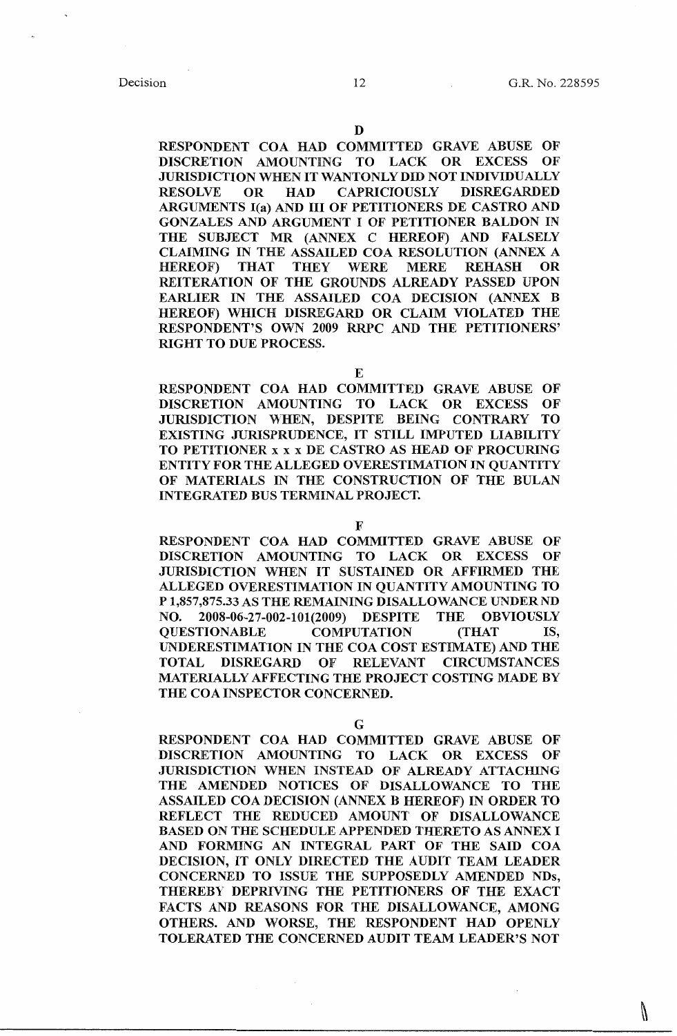D

RESPONDENT COA HAD COMMITTED GRAVE ABUSE OF DISCRETION AMOUNTING TO LACK OR EXCESS OF JURISDICTION WHEN IT WANTONLY DID NOT INDIVIDUALLY RESOLVE OR HAD CAPRICIOUSLY DISREGARDED ARGUMENTS I(a) AND III OF PETITIONERS DE CASTRO AND GONZALES AND ARGUMENT I OF PETITIONER BALDON IN THE SUBJECT MR (ANNEX C HEREOF) AND FALSELY CLAIMING IN THE ASSAILED COA RESOLUTION (ANNEX A HEREOF) THAT THEY WERE MERE REHASH OR REITERATION OF THE GROUNDS ALREADY PASSED UPON EARLIER IN THE ASSAILED COA DECISION (ANNEX B HEREOF) WHICH DISREGARD OR CLAIM VIOLATED THE RESPONDENT'S OWN 2009 RRPC AND THE PETITIONERS' RIGHT TO DUE PROCESS.

E

RESPONDENT COA HAD COMMITTED GRAVE ABUSE OF DISCRETION AMOUNTING TO LACK OR EXCESS OF JURISDICTION WHEN, DESPITE BEING CONTRARY TO EXISTING JURISPRUDENCE, IT STILL IMPUTED LIABILITY TO PETITIONER x x x DE CASTRO AS HEAD OF PROCURING ENTITY FOR THE ALLEGED OVERESTIMATION IN QUANTITY OF MATERIALS IN THE CONSTRUCTION OF THE BULAN INTEGRATED BUS TERMINAL PROJECT.

F

RESPONDENT COA HAD COMMITTED GRAVE ABUSE OF DISCRETION AMOUNTING TO LACK OR EXCESS OF JURISDICTION WHEN IT SUSTAINED OR AFFIRMED THE ALLEGED OVERESTIMATION IN QUANTITY AMOUNTING TO P 1,857,875.33 AS THE REMAINING DISALLOWANCE UNDER ND NO. 2008-06-27-002-101(2009) DESPITE THE OBVIOUSLY QUESTIONABLE COMPUTATION (THAT IS, UNDERESTIMATION IN THE COA COST ESTIMATE) AND THE TOTAL DISREGARD OF RELEVANT CIRCUMSTANCES MATERIALLY AFFECTING THE PROJECT COSTING MADE BY THE COA INSPECTOR CONCERNED.

G

RESPONDENT COA HAD COMMITTED GRAVE ABUSE OF DISCRETION AMOUNTING TO LACK OR EXCESS OF JURISDICTION WHEN INSTEAD OF ALREADY ATTACHING THE AMENDED NOTICES OF DISALLOWANCE TO THE ASSAILED COA DECISION (ANNEX B HEREOF) IN ORDER TO REFLECT THE REDUCED AMOUNT OF DISALLOWANCE BASED ON THE SCHEDULE APPENDED THERETO AS ANNEX I AND FORMING AN INTEGRAL PART OF THE SAID COA DECISION, IT ONLY DIRECTED THE AUDIT TEAM LEADER CONCERNED TO ISSUE THE SUPPOSEDLY AMENDED NDs, THEREBY DEPRIVING THE PETITIONERS OF THE EXACT FACTS AND REASONS FOR THE DISALLOWANCE, AMONG OTHERS. AND WORSE, THE RESPONDENT HAD OPENLY TOLERATED THE CONCERNED AUDIT TEAM LEADER'S NOT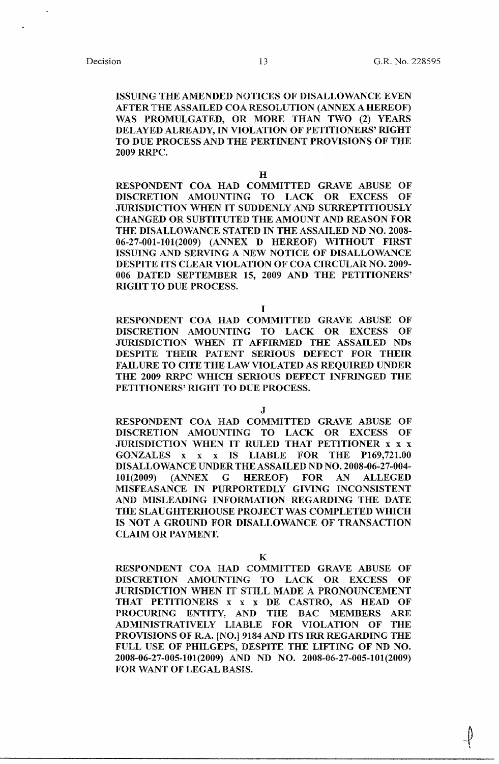ISSUING THE AMENDED NOTICES OF DISALLOWANCE EVEN AFTER THE ASSAILED COA RESOLUTION (ANNEX A HEREOF) WAS PROMULGATED, OR MORE THAN TWO (2) YEARS DELAYED ALREADY, IN VIOLATION OF PETITIONERS' RIGHT TO DUE PROCESS AND THE PERTINENT PROVISIONS OF THE 2009 RRPC.

**H**

RESPONDENT COA HAD COMMITTED GRAVE ABUSE OF DISCRETION AMOUNTING TO LACK OR EXCESS OF JURISDICTION WHEN IT SUDDENLY AND SURREPTITIOUSLY CHANGED OR SUBTITUTED THE AMOUNT AND REASON FOR THE DISALLOWANCE STATED IN THE ASSAILED ND NO. 2008-06-27-001-101(2009) (ANNEX D HEREOF) WITHOUT FIRST ISSUING AND SERVING A NEW NOTICE OF DISALLOWANCE DESPITE ITS CLEAR VIOLATION OF COA CIRCULAR NO. 2009-006 DATED SEPTEMBER 15, 2009 AND THE PETITIONERS' RIGHT TO DUE PROCESS.

**I**

RESPONDENT COA HAD COMMITTED GRAVE ABUSE OF DISCRETION AMOUNTING TO LACK OR EXCESS OF JURISDICTION WHEN IT AFFIRMED THE ASSAILED NDs DESPITE THEIR PATENT SERIOUS DEFECT FOR THEIR FAILURE TO CITE THE LAW VIOLATED AS REQUIRED UNDER THE 2009 RRPC WHICH SERIOUS DEFECT INFRINGED THE PETITIONERS' RIGHT TO DUE PROCESS.

**J**

RESPONDENT COA HAD COMMITTED GRAVE ABUSE OF DISCRETION AMOUNTING TO LACK OR EXCESS OF JURISDICTION WHEN IT RULED THAT PETITIONER x x x GONZALES x x x IS LIABLE FOR THE P169,721.00 DISALLOWANCE UNDER THE ASSAILED ND NO. 2008-06-27-004-101(2009) (ANNEX G HEREOF) FOR AN ALLEGED MISFEASANCE IN PURPORTEDLY GIVING INCONSISTENT AND MISLEADING INFORMATION REGARDING THE DATE THE SLAUGHTERHOUSE PROJECT WAS COMPLETED WHICH IS NOT A GROUND FOR DISALLOWANCE OF TRANSACTION CLAIM OR PAYMENT.

**K**

RESPONDENT COA HAD COMMITTED GRAVE ABUSE OF DISCRETION AMOUNTING TO LACK OR EXCESS OF JURISDICTION WHEN IT STILL MADE A PRONOUNCEMENT THAT PETITIONERS x x x DE CASTRO, AS HEAD OF PROCURING ENTITY, AND THE BAC MEMBERS ARE ADMINISTRATIVELY LIABLE FOR VIOLATION OF THE PROVISIONS OF R.A. [NO.] 9184 AND ITS IRR REGARDING THE FULL USE OF PHILGEPS, DESPITE THE LIFTING OF ND NO. 2008-06-27-005-101(2009) AND ND NO. 2008-06-27-005-101(2009) FOR WANT OF LEGAL BASIS.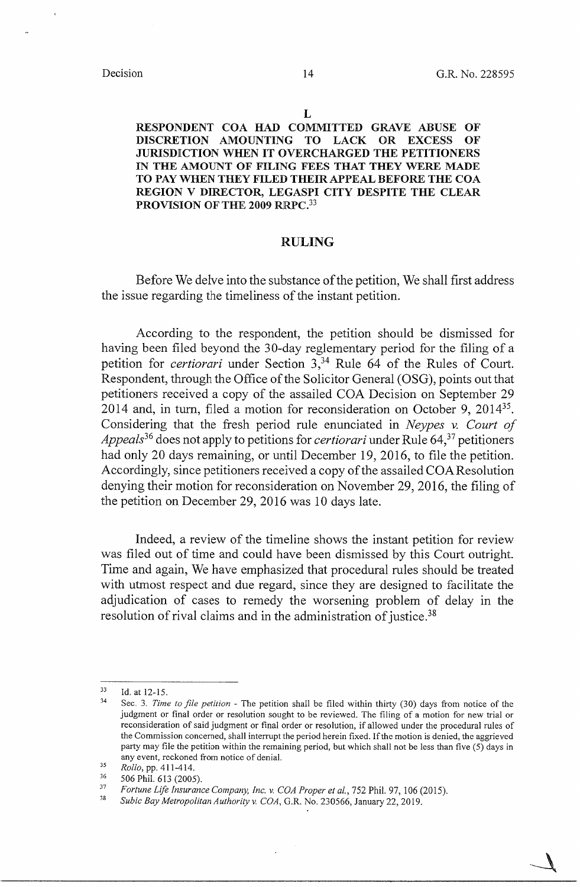**L**

**RESPONDENT COA HAD COMMITTED GRAVE ABUSE OF DISCRETION AMOUNTING TO LACK OR EXCESS OF JURISDICTION WHEN IT OVERCHARGED THE PETITIONERS IN THE AMOUNT OF FILING FEES THAT THEY WERE MADE TO PAY WHEN THEY FILED THEIR APPEAL BEFORE THE COA REGION V DIRECTOR, LEGASPI CITY DESPITE THE CLEAR PROVISION OF THE 2009 RRPC.**[33]

## RULING

Before We delve into the substance of the petition, We shall first address the issue regarding the timeliness of the instant petition.

According to the respondent, the petition should be dismissed for having been filed beyond the 30-day reglementary period for the filing of a petition for *certiorari* under Section 3,[34] Rule 64 of the Rules of Court. Respondent, through the Office of the Solicitor General (OSG), points out that petitioners received a copy of the assailed COA Decision on September 29 2014 and, in turn, filed a motion for reconsideration on October 9, 2014[35]. Considering that the fresh period rule enunciated in *Neypes v. Court of Appeals*[36] does not apply to petitions for *certiorari* under Rule 64,[37] petitioners had only 20 days remaining, or until December 19, 2016, to file the petition. Accordingly, since petitioners received a copy of the assailed COA Resolution denying their motion for reconsideration on November 29, 2016, the filing of the petition on December 29, 2016 was 10 days late.

Indeed, a review of the timeline shows the instant petition for review was filed out of time and could have been dismissed by this Court outright. Time and again, We have emphasized that procedural rules should be treated with utmost respect and due regard, since they are designed to facilitate the adjudication of cases to remedy the worsening problem of delay in the resolution of rival claims and in the administration of justice.[38]

---

[33] Id. at 12-15.

[34] Sec. 3. *Time to file petition* - The petition shall be filed within thirty (30) days from notice of the judgment or final order or resolution sought to be reviewed. The filing of a motion for new trial or reconsideration of said judgment or final order or resolution, if allowed under the procedural rules of the Commission concerned, shall interrupt the period herein fixed. If the motion is denied, the aggrieved party may file the petition within the remaining period, but which shall not be less than five (5) days in any event, reckoned from notice of denial.

[35] *Rollo*, pp. 411-414.

[36] 506 Phil. 613 (2005).

[37] *Fortune Life Insurance Company, Inc. v. COA Proper et al.*, 752 Phil. 97, 106 (2015).

[38] *Subic Bay Metropolitan Authority v. COA*, G.R. No. 230566, January 22, 2019.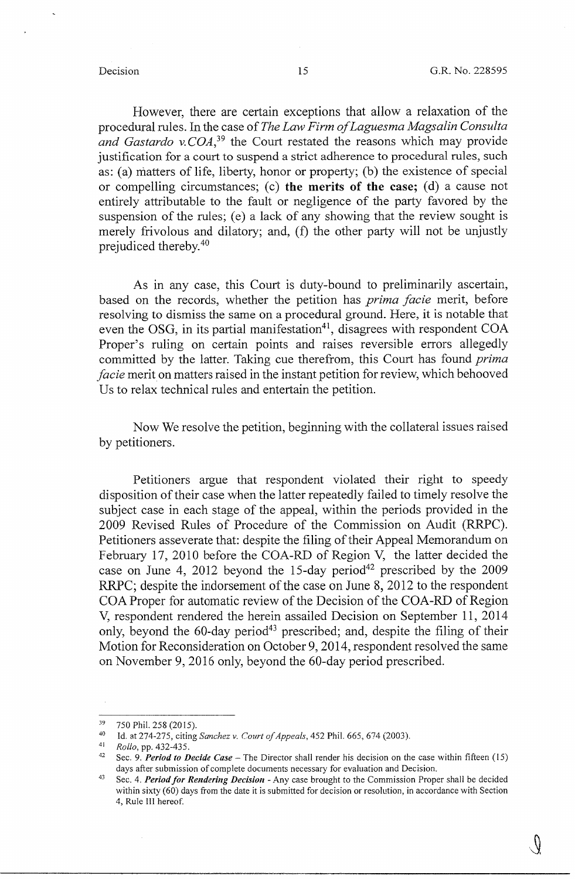However, there are certain exceptions that allow a relaxation of the procedural rules. In the case of *The Law Firm of Laguesma Magsalin Consulta and Gastardo v. COA*,[39] the Court restated the reasons which may provide justification for a court to suspend a strict adherence to procedural rules, such as: (a) matters of life, liberty, honor or property; (b) the existence of special or compelling circumstances; (c) **the merits of the case;** (d) a cause not entirely attributable to the fault or negligence of the party favored by the suspension of the rules; (e) a lack of any showing that the review sought is merely frivolous and dilatory; and, (f) the other party will not be unjustly prejudiced thereby.[40]

As in any case, this Court is duty-bound to preliminarily ascertain, based on the records, whether the petition has *prima facie* merit, before resolving to dismiss the same on a procedural ground. Here, it is notable that even the OSG, in its partial manifestation[41], disagrees with respondent COA Proper's ruling on certain points and raises reversible errors allegedly committed by the latter. Taking cue therefrom, this Court has found *prima facie* merit on matters raised in the instant petition for review, which behooved Us to relax technical rules and entertain the petition.

Now We resolve the petition, beginning with the collateral issues raised by petitioners.

Petitioners argue that respondent violated their right to speedy disposition of their case when the latter repeatedly failed to timely resolve the subject case in each stage of the appeal, within the periods provided in the 2009 Revised Rules of Procedure of the Commission on Audit (RRPC). Petitioners asseverate that: despite the filing of their Appeal Memorandum on February 17, 2010 before the COA-RD of Region V, the latter decided the case on June 4, 2012 beyond the 15-day period[42] prescribed by the 2009 RRPC; despite the indorsement of the case on June 8, 2012 to the respondent COA Proper for automatic review of the Decision of the COA-RD of Region V, respondent rendered the herein assailed Decision on September 11, 2014 only, beyond the 60-day period[43] prescribed; and, despite the filing of their Motion for Reconsideration on October 9, 2014, respondent resolved the same on November 9, 2016 only, beyond the 60-day period prescribed.

---

[39] 750 Phil. 258 (2015).

[40] Id. at 274-275, citing *Sanchez v. Court of Appeals*, 452 Phil. 665, 674 (2003).

[41] *Rollo*, pp. 432-435.

[42] Sec. 9. ***Period to Decide Case*** – The Director shall render his decision on the case within fifteen (15) days after submission of complete documents necessary for evaluation and Decision.

[43] Sec. 4. ***Period for Rendering Decision*** - Any case brought to the Commission Proper shall be decided within sixty (60) days from the date it is submitted for decision or resolution, in accordance with Section 4, Rule III hereof.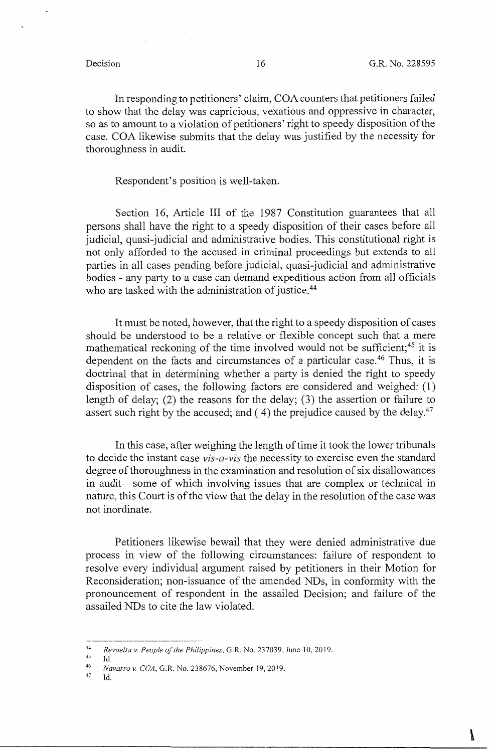In responding to petitioners' claim, COA counters that petitioners failed to show that the delay was capricious, vexatious and oppressive in character, so as to amount to a violation of petitioners' right to speedy disposition of the case. COA likewise submits that the delay was justified by the necessity for thoroughness in audit.

Respondent's position is well-taken.

Section 16, Article III of the 1987 Constitution guarantees that all persons shall have the right to a speedy disposition of their cases before all judicial, quasi-judicial and administrative bodies. This constitutional right is not only afforded to the accused in criminal proceedings but extends to all parties in all cases pending before judicial, quasi-judicial and administrative bodies - any party to a case can demand expeditious action from all officials who are tasked with the administration of justice.[44]

It must be noted, however, that the right to a speedy disposition of cases should be understood to be a relative or flexible concept such that a mere mathematical reckoning of the time involved would not be sufficient;[45] it is dependent on the facts and circumstances of a particular case.[46] Thus, it is doctrinal that in determining whether a party is denied the right to speedy disposition of cases, the following factors are considered and weighed: (1) length of delay; (2) the reasons for the delay; (3) the assertion or failure to assert such right by the accused; and (4) the prejudice caused by the delay.[47]

In this case, after weighing the length of time it took the lower tribunals to decide the instant case *vis-a-vis* the necessity to exercise even the standard degree of thoroughness in the examination and resolution of six disallowances in audit—some of which involving issues that are complex or technical in nature, this Court is of the view that the delay in the resolution of the case was not inordinate.

Petitioners likewise bewail that they were denied administrative due process in view of the following circumstances: failure of respondent to resolve every individual argument raised by petitioners in their Motion for Reconsideration; non-issuance of the amended NDs, in conformity with the pronouncement of respondent in the assailed Decision; and failure of the assailed NDs to cite the law violated.

---

[44] *Revuelta v. People of the Philippines*, G.R. No. 237039, June 10, 2019.

[45] Id.

[46] *Navarro v. COA*, G.R. No. 238676, November 19, 2019.

[47] Id.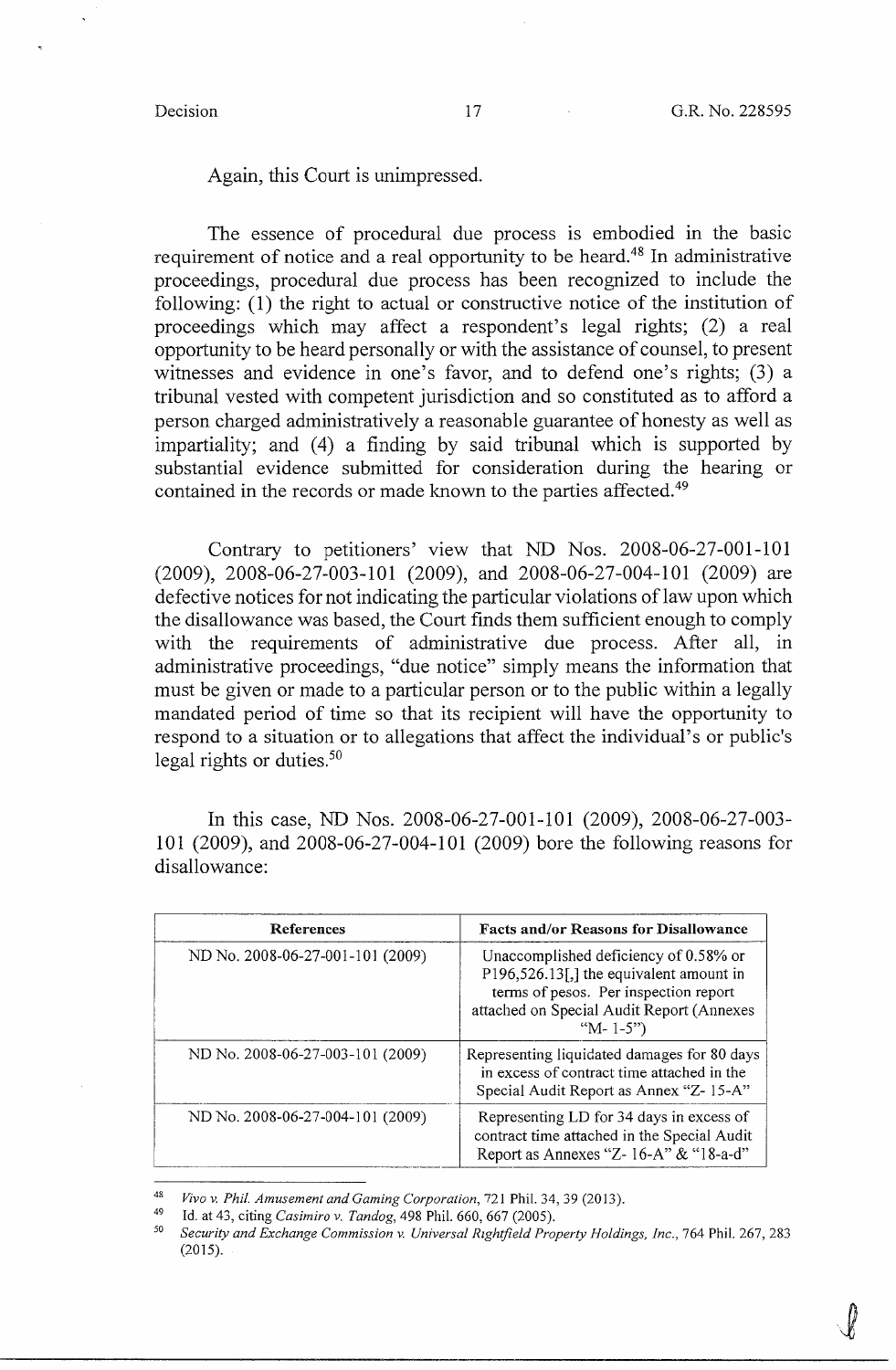Again, this Court is unimpressed.

The essence of procedural due process is embodied in the basic requirement of notice and a real opportunity to be heard.[48] In administrative proceedings, procedural due process has been recognized to include the following: (1) the right to actual or constructive notice of the institution of proceedings which may affect a respondent's legal rights; (2) a real opportunity to be heard personally or with the assistance of counsel, to present witnesses and evidence in one's favor, and to defend one's rights; (3) a tribunal vested with competent jurisdiction and so constituted as to afford a person charged administratively a reasonable guarantee of honesty as well as impartiality; and (4) a finding by said tribunal which is supported by substantial evidence submitted for consideration during the hearing or contained in the records or made known to the parties affected.[49]

Contrary to petitioners' view that ND Nos. 2008-06-27-001-101 (2009), 2008-06-27-003-101 (2009), and 2008-06-27-004-101 (2009) are defective notices for not indicating the particular violations of law upon which the disallowance was based, the Court finds them sufficient enough to comply with the requirements of administrative due process. After all, in administrative proceedings, "due notice" simply means the information that must be given or made to a particular person or to the public within a legally mandated period of time so that its recipient will have the opportunity to respond to a situation or to allegations that affect the individual's or public's legal rights or duties.[50]

In this case, ND Nos. 2008-06-27-001-101 (2009), 2008-06-27-003-101 (2009), and 2008-06-27-004-101 (2009) bore the following reasons for disallowance:

| References | Facts and/or Reasons for Disallowance |
|---|---|
| ND No. 2008-06-27-001-101 (2009) | Unaccomplished deficiency of 0.58% or P196,526.13[,] the equivalent amount in terms of pesos. Per inspection report attached on Special Audit Report (Annexes "M- 1-5") |
| ND No. 2008-06-27-003-101 (2009) | Representing liquidated damages for 80 days in excess of contract time attached in the Special Audit Report as Annex "Z- 15-A" |
| ND No. 2008-06-27-004-101 (2009) | Representing LD for 34 days in excess of contract time attached in the Special Audit Report as Annexes "Z- 16-A" & "18-a-d" |

---

[48] *Vivo v. Phil. Amusement and Gaming Corporation*, 721 Phil. 34, 39 (2013).

[49] Id. at 43, citing *Casimiro v. Tandog*, 498 Phil. 660, 667 (2005).

[50] *Security and Exchange Commission v. Universal Rightfield Property Holdings, Inc.*, 764 Phil. 267, 283 (2015).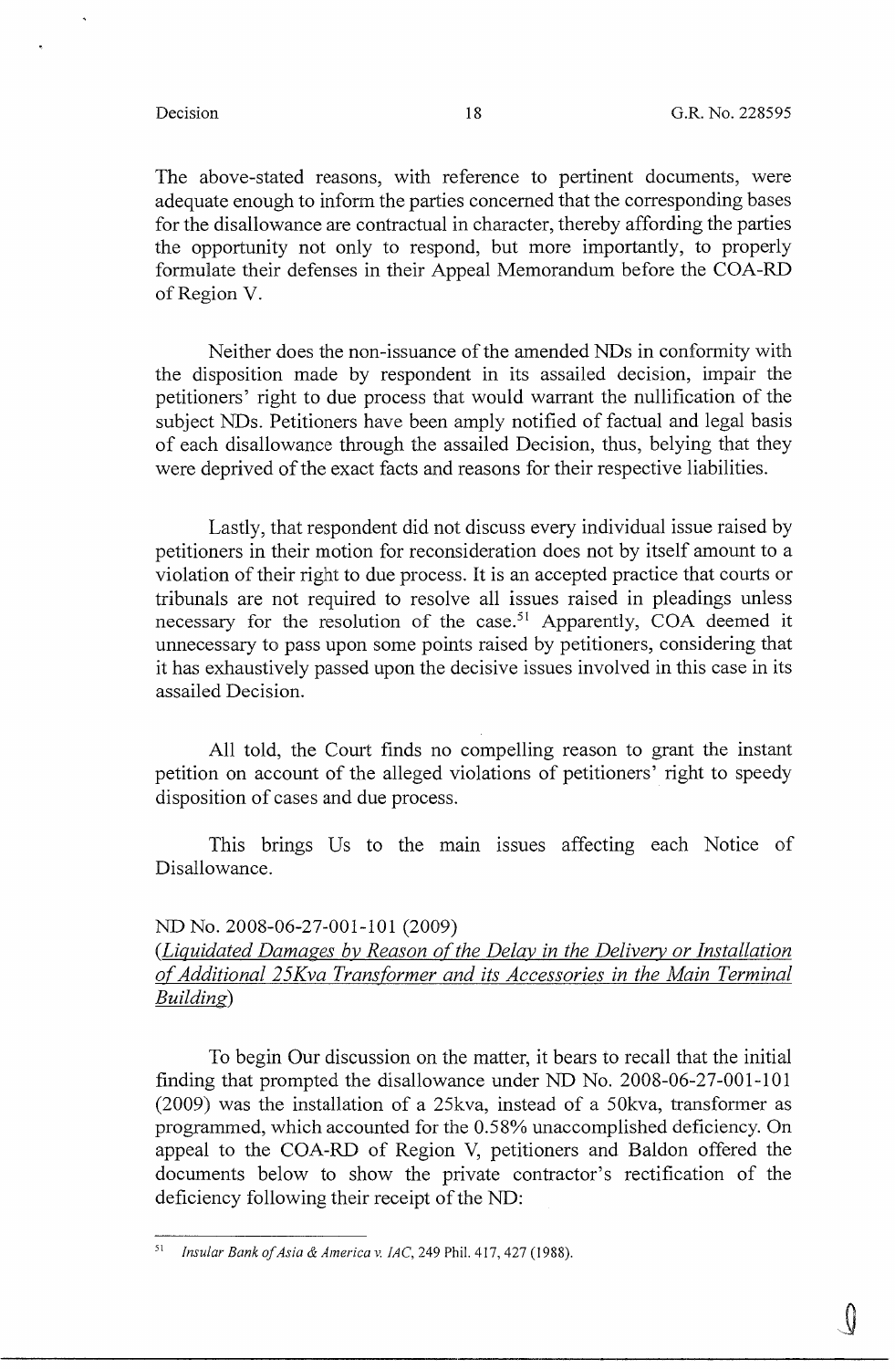The above-stated reasons, with reference to pertinent documents, were adequate enough to inform the parties concerned that the corresponding bases for the disallowance are contractual in character, thereby affording the parties the opportunity not only to respond, but more importantly, to properly formulate their defenses in their Appeal Memorandum before the COA-RD of Region V.

Neither does the non-issuance of the amended NDs in conformity with the disposition made by respondent in its assailed decision, impair the petitioners' right to due process that would warrant the nullification of the subject NDs. Petitioners have been amply notified of factual and legal basis of each disallowance through the assailed Decision, thus, belying that they were deprived of the exact facts and reasons for their respective liabilities.

Lastly, that respondent did not discuss every individual issue raised by petitioners in their motion for reconsideration does not by itself amount to a violation of their right to due process. It is an accepted practice that courts or tribunals are not required to resolve all issues raised in pleadings unless necessary for the resolution of the case.[51] Apparently, COA deemed it unnecessary to pass upon some points raised by petitioners, considering that it has exhaustively passed upon the decisive issues involved in this case in its assailed Decision.

All told, the Court finds no compelling reason to grant the instant petition on account of the alleged violations of petitioners' right to speedy disposition of cases and due process.

This brings Us to the main issues affecting each Notice of Disallowance.

ND No. 2008-06-27-001-101 (2009)
(*Liquidated Damages by Reason of the Delay in the Delivery or Installation of Additional 25Kva Transformer and its Accessories in the Main Terminal Building*)

To begin Our discussion on the matter, it bears to recall that the initial finding that prompted the disallowance under ND No. 2008-06-27-001-101 (2009) was the installation of a 25kva, instead of a 50kva, transformer as programmed, which accounted for the 0.58% unaccomplished deficiency. On appeal to the COA-RD of Region V, petitioners and Baldon offered the documents below to show the private contractor's rectification of the deficiency following their receipt of the ND:

---

[51] *Insular Bank of Asia & America v. IAC*, 249 Phil. 417, 427 (1988).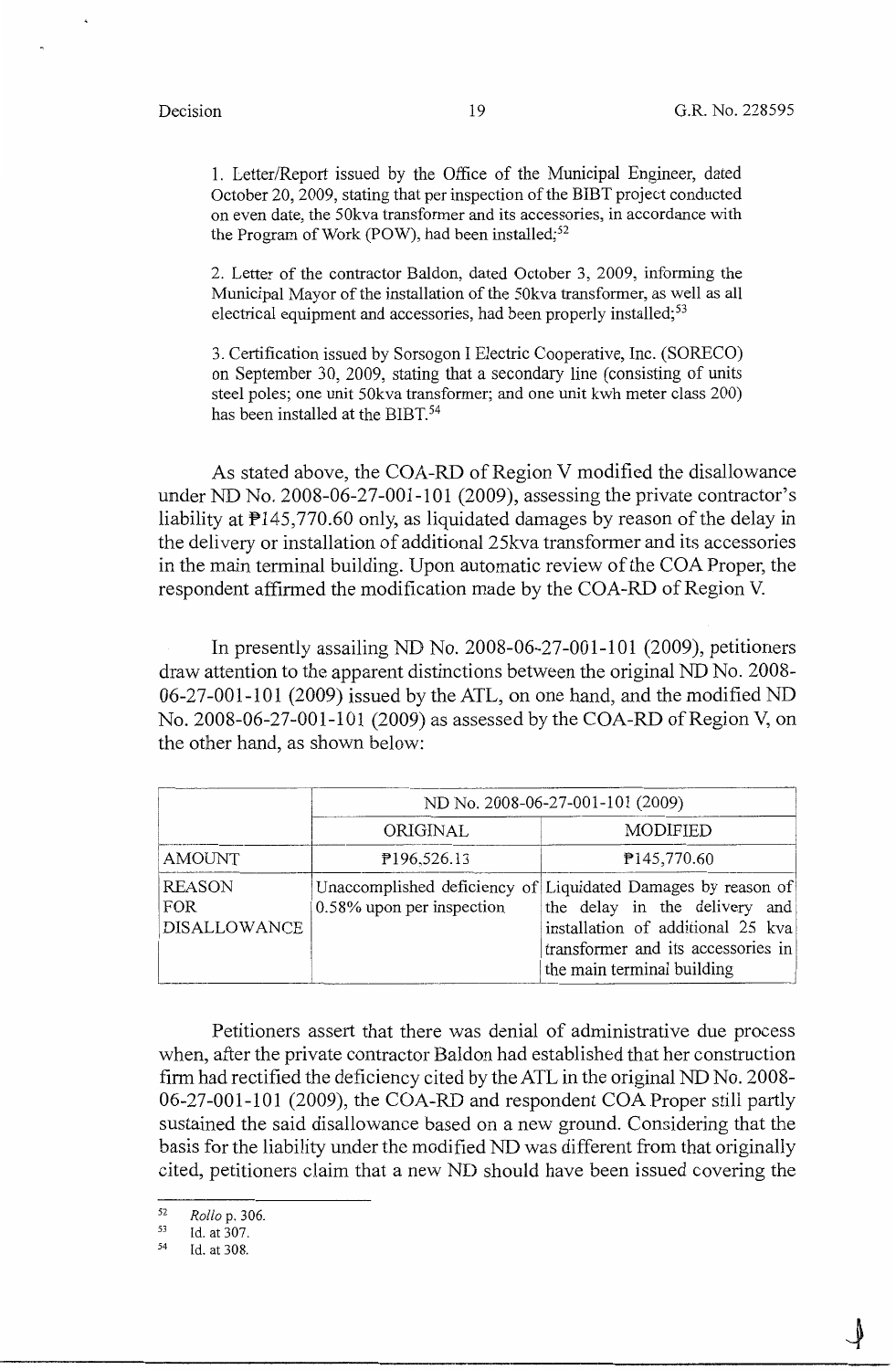1. Letter/Report issued by the Office of the Municipal Engineer, dated October 20, 2009, stating that per inspection of the BIBT project conducted on even date, the 50kva transformer and its accessories, in accordance with the Program of Work (POW), had been installed;[52]

2. Letter of the contractor Baldon, dated October 3, 2009, informing the Municipal Mayor of the installation of the 50kva transformer, as well as all electrical equipment and accessories, had been properly installed;[53]

3. Certification issued by Sorsogon I Electric Cooperative, Inc. (SORECO) on September 30, 2009, stating that a secondary line (consisting of units steel poles; one unit 50kva transformer; and one unit kwh meter class 200) has been installed at the BIBT.[54]

As stated above, the COA-RD of Region V modified the disallowance under ND No. 2008-06-27-001-101 (2009), assessing the private contractor's liability at ₱145,770.60 only, as liquidated damages by reason of the delay in the delivery or installation of additional 25kva transformer and its accessories in the main terminal building. Upon automatic review of the COA Proper, the respondent affirmed the modification made by the COA-RD of Region V.

In presently assailing ND No. 2008-06-27-001-101 (2009), petitioners draw attention to the apparent distinctions between the original ND No. 2008-06-27-001-101 (2009) issued by the ATL, on one hand, and the modified ND No. 2008-06-27-001-101 (2009) as assessed by the COA-RD of Region V, on the other hand, as shown below:

| | ND No. 2008-06-27-001-101 (2009) | |
|---|---|---|
| | ORIGINAL | MODIFIED |
| AMOUNT | ₱196,526.13 | ₱145,770.60 |
| REASON FOR DISALLOWANCE | Unaccomplished deficiency of 0.58% upon per inspection | Liquidated Damages by reason of the delay in the delivery and installation of additional 25 kva transformer and its accessories in the main terminal building |

Petitioners assert that there was denial of administrative due process when, after the private contractor Baldon had established that her construction firm had rectified the deficiency cited by the ATL in the original ND No. 2008-06-27-001-101 (2009), the COA-RD and respondent COA Proper still partly sustained the said disallowance based on a new ground. Considering that the basis for the liability under the modified ND was different from that originally cited, petitioners claim that a new ND should have been issued covering the

---

[52] *Rollo* p. 306.

[53] Id. at 307.

[54] Id. at 308.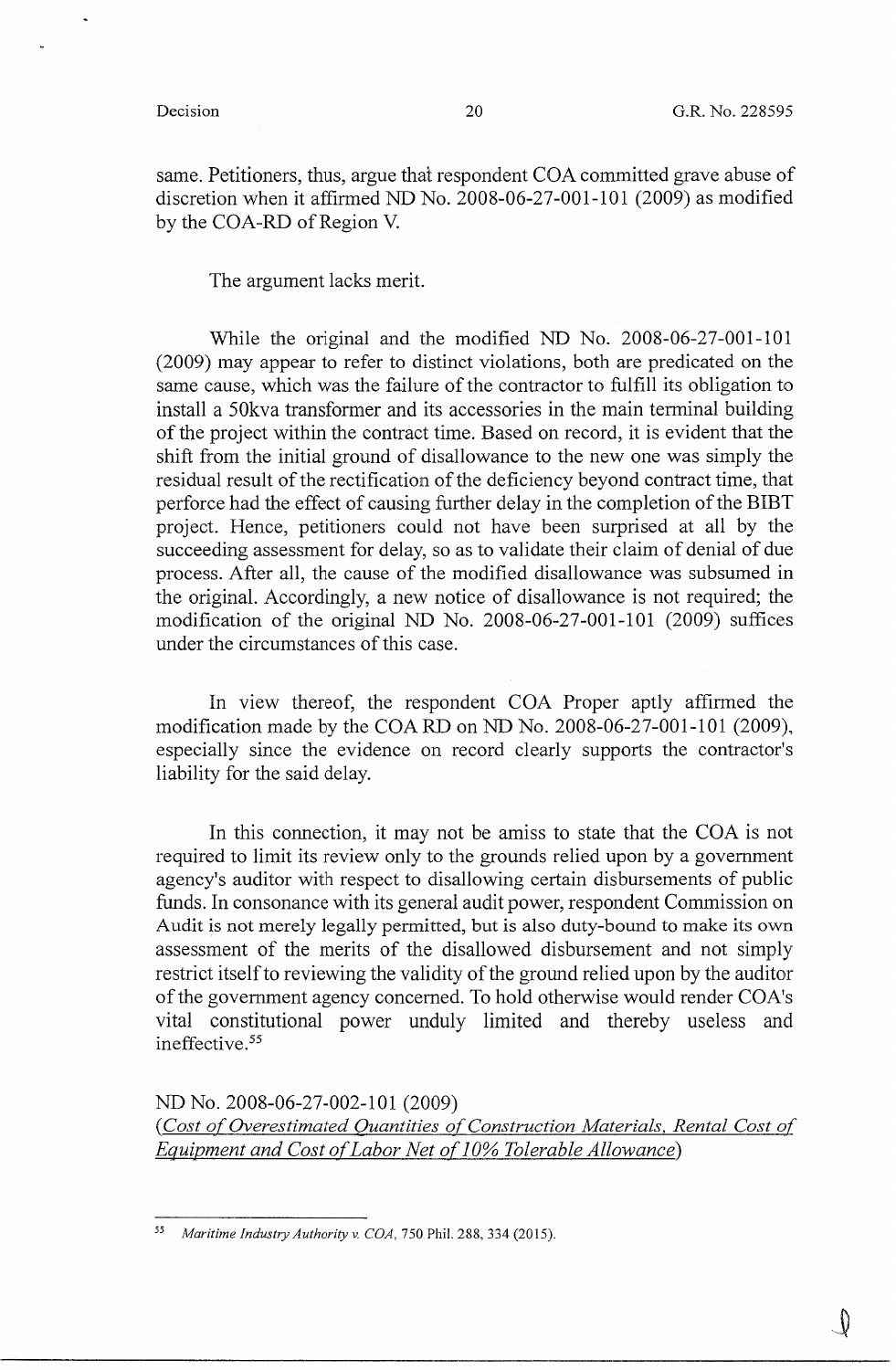same. Petitioners, thus, argue that respondent COA committed grave abuse of discretion when it affirmed ND No. 2008-06-27-001-101 (2009) as modified by the COA-RD of Region V.

The argument lacks merit.

While the original and the modified ND No. 2008-06-27-001-101 (2009) may appear to refer to distinct violations, both are predicated on the same cause, which was the failure of the contractor to fulfill its obligation to install a 50kva transformer and its accessories in the main terminal building of the project within the contract time. Based on record, it is evident that the shift from the initial ground of disallowance to the new one was simply the residual result of the rectification of the deficiency beyond contract time, that perforce had the effect of causing further delay in the completion of the BIBT project. Hence, petitioners could not have been surprised at all by the succeeding assessment for delay, so as to validate their claim of denial of due process. After all, the cause of the modified disallowance was subsumed in the original. Accordingly, a new notice of disallowance is not required; the modification of the original ND No. 2008-06-27-001-101 (2009) suffices under the circumstances of this case.

In view thereof, the respondent COA Proper aptly affirmed the modification made by the COA RD on ND No. 2008-06-27-001-101 (2009), especially since the evidence on record clearly supports the contractor's liability for the said delay.

In this connection, it may not be amiss to state that the COA is not required to limit its review only to the grounds relied upon by a government agency's auditor with respect to disallowing certain disbursements of public funds. In consonance with its general audit power, respondent Commission on Audit is not merely legally permitted, but is also duty-bound to make its own assessment of the merits of the disallowed disbursement and not simply restrict itself to reviewing the validity of the ground relied upon by the auditor of the government agency concerned. To hold otherwise would render COA's vital constitutional power unduly limited and thereby useless and ineffective.[55]

ND No. 2008-06-27-002-101 (2009)
(*Cost of Overestimated Quantities of Construction Materials, Rental Cost of Equipment and Cost of Labor Net of 10% Tolerable Allowance*)

---

[55] *Maritime Industry Authority v. COA*, 750 Phil. 288, 334 (2015).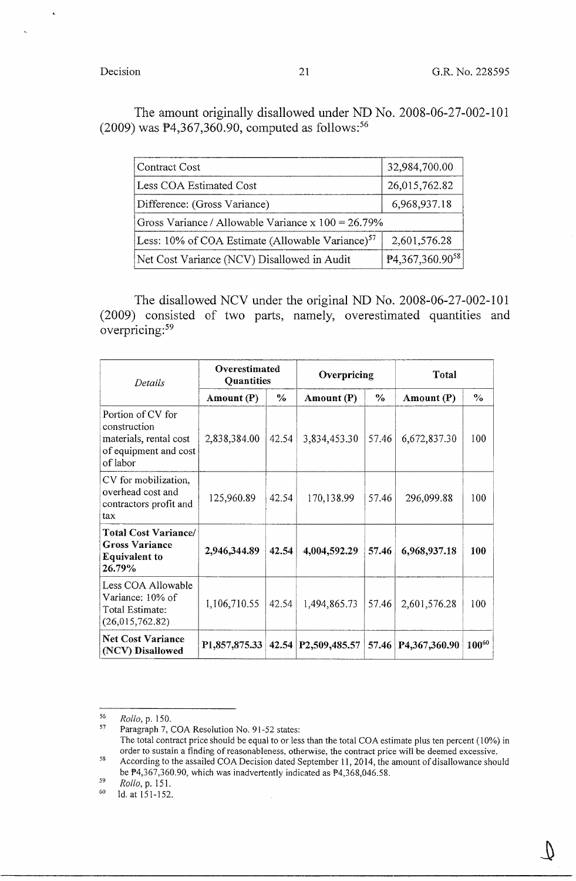The amount originally disallowed under ND No. 2008-06-27-002-101 (2009) was ₱4,367,360.90, computed as follows:[56]

| | |
|---|---|
| Contract Cost | 32,984,700.00 |
| Less COA Estimated Cost | 26,015,762.82 |
| Difference: (Gross Variance) | 6,968,937.18 |
| Gross Variance / Allowable Variance x 100 = 26.79% | |
| Less: 10% of COA Estimate (Allowable Variance)[57] | 2,601,576.28 |
| Net Cost Variance (NCV) Disallowed in Audit | ₱4,367,360.90[58] |

The disallowed NCV under the original ND No. 2008-06-27-002-101 (2009) consisted of two parts, namely, overestimated quantities and overpricing:[59]

| *Details* | **Overestimated Quantities** | | **Overpricing** | | **Total** | |
|---|---|---|---|---|---|---|
| | **Amount (P)** | **%** | **Amount (P)** | **%** | **Amount (P)** | **%** |
| Portion of CV for construction materials, rental cost of equipment and cost of labor | 2,838,384.00 | 42.54 | 3,834,453.30 | 57.46 | 6,672,837.30 | 100 |
| CV for mobilization, overhead cost and contractors profit and tax | 125,960.89 | 42.54 | 170,138.99 | 57.46 | 296,099.88 | 100 |
| **Total Cost Variance/ Gross Variance Equivalent to 26.79%** | **2,946,344.89** | **42.54** | **4,004,592.29** | **57.46** | **6,968,937.18** | **100** |
| Less COA Allowable Variance: 10% of Total Estimate: (26,015,762.82) | 1,106,710.55 | 42.54 | 1,494,865.73 | 57.46 | 2,601,576.28 | 100 |
| **Net Cost Variance (NCV) Disallowed** | **P1,857,875.33** | **42.54** | **P2,509,485.57** | **57.46** | **P4,367,360.90** | **100**[60] |

---

[56] *Rollo*, p. 150.

[57] Paragraph 7, COA Resolution No. 91-52 states:
The total contract price should be equal to or less than the total COA estimate plus ten percent (10%) in order to sustain a finding of reasonableness, otherwise, the contract price will be deemed excessive.

[58] According to the assailed COA Decision dated September 11, 2014, the amount of disallowance should be ₱4,367,360.90, which was inadvertently indicated as ₱4,368,046.58.

[59] *Rollo*, p. 151.

[60] Id. at 151-152.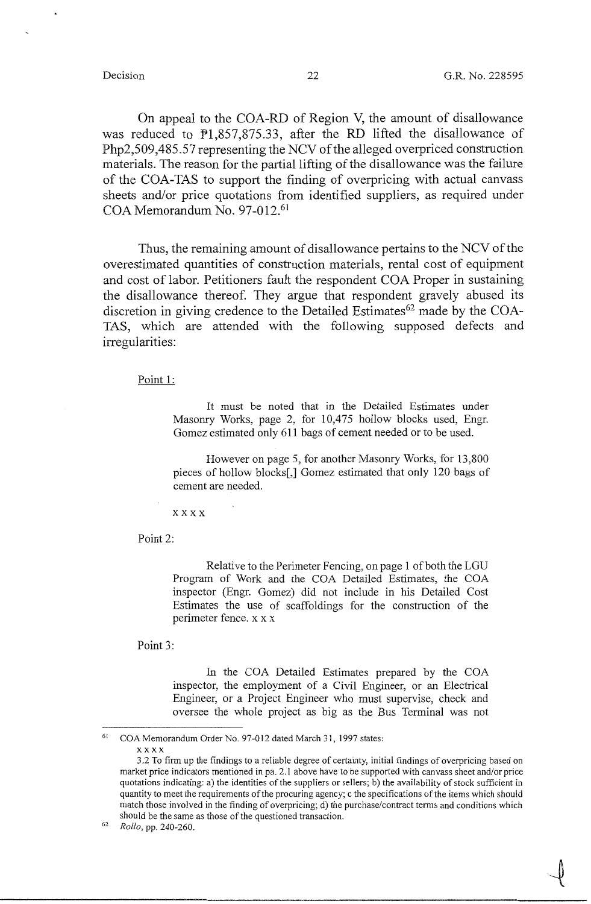On appeal to the COA-RD of Region V, the amount of disallowance was reduced to ₱1,857,875.33, after the RD lifted the disallowance of Php2,509,485.57 representing the NCV of the alleged overpriced construction materials. The reason for the partial lifting of the disallowance was the failure of the COA-TAS to support the finding of overpricing with actual canvass sheets and/or price quotations from identified suppliers, as required under COA Memorandum No. 97-012.[61]

Thus, the remaining amount of disallowance pertains to the NCV of the overestimated quantities of construction materials, rental cost of equipment and cost of labor. Petitioners fault the respondent COA Proper in sustaining the disallowance thereof. They argue that respondent gravely abused its discretion in giving credence to the Detailed Estimates[62] made by the COA-TAS, which are attended with the following supposed defects and irregularities:

Point 1:

> It must be noted that in the Detailed Estimates under Masonry Works, page 2, for 10,475 hollow blocks used, Engr. Gomez estimated only 611 bags of cement needed or to be used.
>
> However on page 5, for another Masonry Works, for 13,800 pieces of hollow blocks[,] Gomez estimated that only 120 bags of cement are needed.
>
> x x x x

Point 2:

> Relative to the Perimeter Fencing, on page 1 of both the LGU Program of Work and the COA Detailed Estimates, the COA inspector (Engr. Gomez) did not include in his Detailed Cost Estimates the use of scaffoldings for the construction of the perimeter fence. x x x

Point 3:

> In the COA Detailed Estimates prepared by the COA inspector, the employment of a Civil Engineer, or an Electrical Engineer, or a Project Engineer who must supervise, check and oversee the whole project as big as the Bus Terminal was not

---

[61] COA Memorandum Order No. 97-012 dated March 31, 1997 states:

x x x x

3.2 To firm up the findings to a reliable degree of certainty, initial findings of overpricing based on market price indicators mentioned in pa. 2.1 above have to be supported with canvass sheet and/or price quotations indicating: a) the identities of the suppliers or sellers; b) the availability of stock sufficient in quantity to meet the requirements of the procuring agency; c the specifications of the items which should match those involved in the finding of overpricing; d) the purchase/contract terms and conditions which should be the same as those of the questioned transaction.

[62] *Rollo*, pp. 240-260.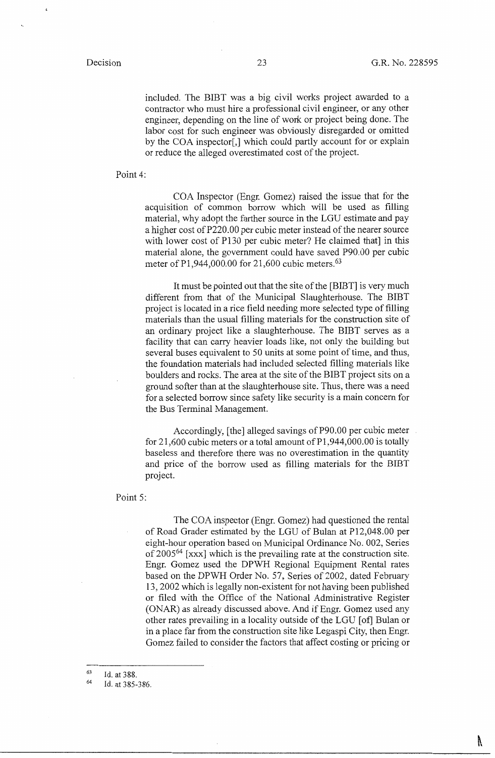included. The BIBT was a big civil works project awarded to a contractor who must hire a professional civil engineer, or any other engineer, depending on the line of work or project being done. The labor cost for such engineer was obviously disregarded or omitted by the COA inspector[,] which could partly account for or explain or reduce the alleged overestimated cost of the project.

Point 4:

COA Inspector (Engr. Gomez) raised the issue that for the acquisition of common borrow which will be used as filling material, why adopt the farther source in the LGU estimate and pay a higher cost of P220.00 per cubic meter instead of the nearer source with lower cost of P130 per cubic meter? He claimed that] in this material alone, the government could have saved P90.00 per cubic meter of P1,944,000.00 for 21,600 cubic meters.[63]

It must be pointed out that the site of the [BIBT] is very much different from that of the Municipal Slaughterhouse. The BIBT project is located in a rice field needing more selected type of filling materials than the usual filling materials for the construction site of an ordinary project like a slaughterhouse. The BIBT serves as a facility that can carry heavier loads like, not only the building but several buses equivalent to 50 units at some point of time, and thus, the foundation materials had included selected filling materials like boulders and rocks. The area at the site of the BIBT project sits on a ground softer than at the slaughterhouse site. Thus, there was a need for a selected borrow since safety like security is a main concern for the Bus Terminal Management.

Accordingly, [the] alleged savings of P90.00 per cubic meter for 21,600 cubic meters or a total amount of P1,944,000.00 is totally baseless and therefore there was no overestimation in the quantity and price of the borrow used as filling materials for the BIBT project.

Point 5:

The COA inspector (Engr. Gomez) had questioned the rental of Road Grader estimated by the LGU of Bulan at P12,048.00 per eight-hour operation based on Municipal Ordinance No. 002, Series of 2005[64] [xxx] which is the prevailing rate at the construction site. Engr. Gomez used the DPWH Regional Equipment Rental rates based on the DPWH Order No. 57, Series of 2002, dated February 13, 2002 which is legally non-existent for not having been published or filed with the Office of the National Administrative Register (ONAR) as already discussed above. And if Engr. Gomez used any other rates prevailing in a locality outside of the LGU [of] Bulan or in a place far from the construction site like Legaspi City, then Engr. Gomez failed to consider the factors that affect costing or pricing or

---

[63] Id. at 388.

[64] Id. at 385-386.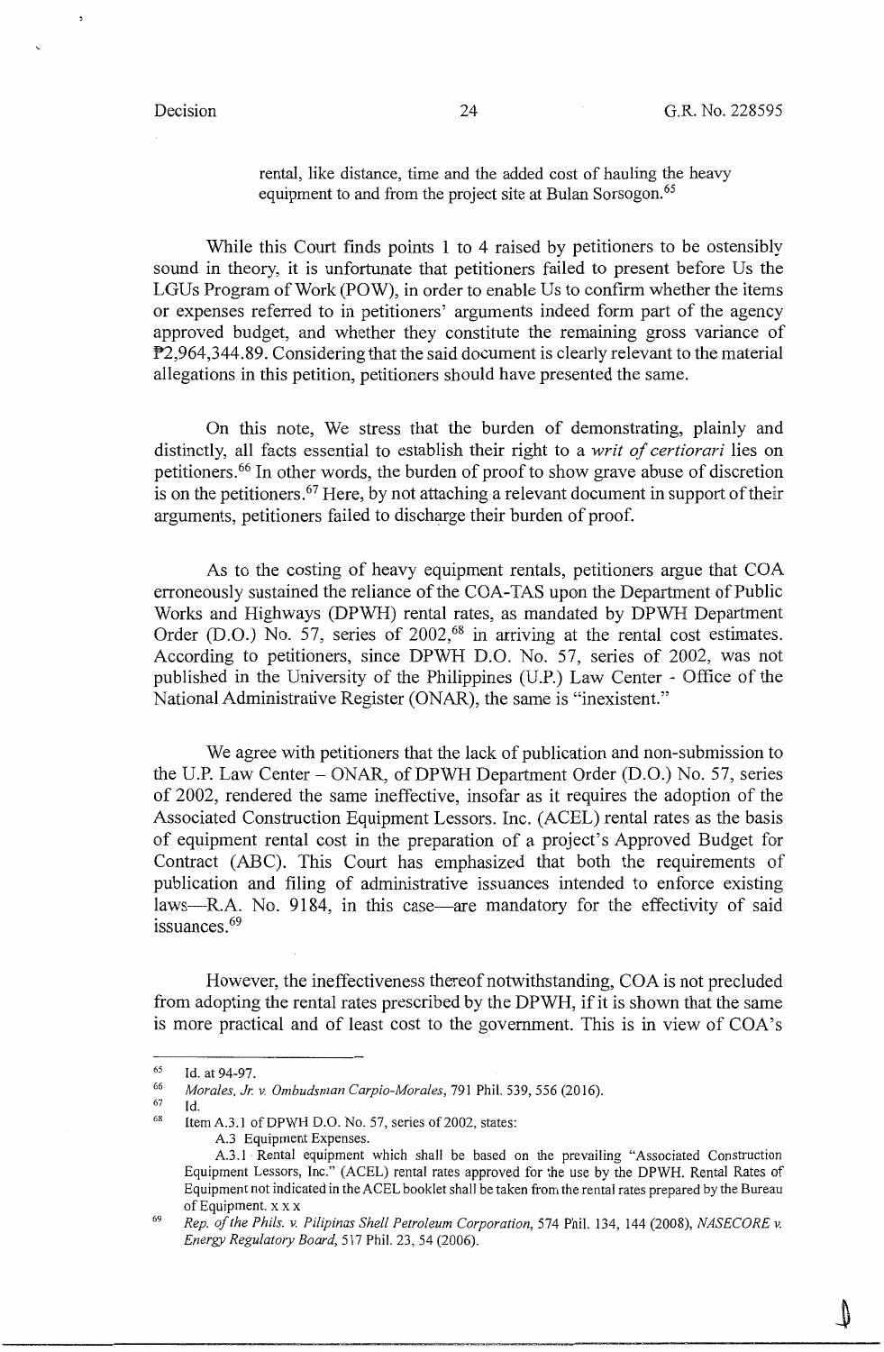rental, like distance, time and the added cost of hauling the heavy equipment to and from the project site at Bulan Sorsogon.[65]

While this Court finds points 1 to 4 raised by petitioners to be ostensibly sound in theory, it is unfortunate that petitioners failed to present before Us the LGUs Program of Work (POW), in order to enable Us to confirm whether the items or expenses referred to in petitioners' arguments indeed form part of the agency approved budget, and whether they constitute the remaining gross variance of ₱2,964,344.89. Considering that the said document is clearly relevant to the material allegations in this petition, petitioners should have presented the same.

On this note, We stress that the burden of demonstrating, plainly and distinctly, all facts essential to establish their right to a *writ of certiorari* lies on petitioners.[66] In other words, the burden of proof to show grave abuse of discretion is on the petitioners.[67] Here, by not attaching a relevant document in support of their arguments, petitioners failed to discharge their burden of proof.

As to the costing of heavy equipment rentals, petitioners argue that COA erroneously sustained the reliance of the COA-TAS upon the Department of Public Works and Highways (DPWH) rental rates, as mandated by DPWH Department Order (D.O.) No. 57, series of 2002,[68] in arriving at the rental cost estimates. According to petitioners, since DPWH D.O. No. 57, series of 2002, was not published in the University of the Philippines (U.P.) Law Center - Office of the National Administrative Register (ONAR), the same is "inexistent."

We agree with petitioners that the lack of publication and non-submission to the U.P. Law Center – ONAR, of DPWH Department Order (D.O.) No. 57, series of 2002, rendered the same ineffective, insofar as it requires the adoption of the Associated Construction Equipment Lessors. Inc. (ACEL) rental rates as the basis of equipment rental cost in the preparation of a project's Approved Budget for Contract (ABC). This Court has emphasized that both the requirements of publication and filing of administrative issuances intended to enforce existing laws—R.A. No. 9184, in this case—are mandatory for the effectivity of said issuances.[69]

However, the ineffectiveness thereof notwithstanding, COA is not precluded from adopting the rental rates prescribed by the DPWH, if it is shown that the same is more practical and of least cost to the government. This is in view of COA's

---

[65] Id. at 94-97.

[66] *Morales, Jr. v. Ombudsman Carpio-Morales*, 791 Phil. 539, 556 (2016).

[67] Id.

[68] Item A.3.1 of DPWH D.O. No. 57, series of 2002, states:

A.3 Equipment Expenses.

A.3.1 Rental equipment which shall be based on the prevailing "Associated Construction Equipment Lessors, Inc." (ACEL) rental rates approved for the use by the DPWH. Rental Rates of Equipment not indicated in the ACEL booklet shall be taken from the rental rates prepared by the Bureau of Equipment. x x x

[69] *Rep. of the Phils. v. Pilipinas Shell Petroleum Corporation*, 574 Phil. 134, 144 (2008), *NASECORE v. Energy Regulatory Board*, 517 Phil. 23, 54 (2006).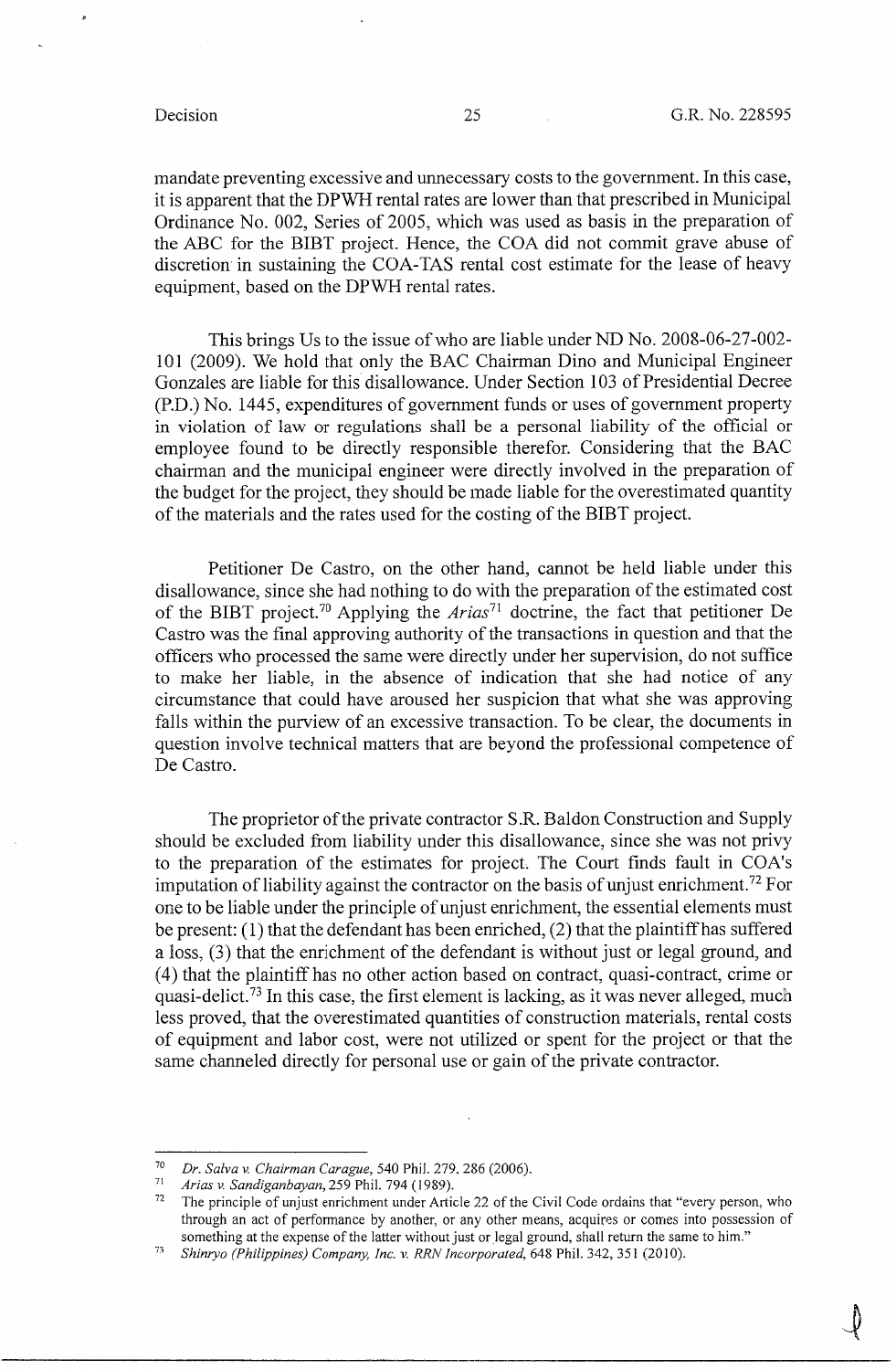mandate preventing excessive and unnecessary costs to the government. In this case, it is apparent that the DPWH rental rates are lower than that prescribed in Municipal Ordinance No. 002, Series of 2005, which was used as basis in the preparation of the ABC for the BIBT project. Hence, the COA did not commit grave abuse of discretion in sustaining the COA-TAS rental cost estimate for the lease of heavy equipment, based on the DPWH rental rates.

This brings Us to the issue of who are liable under ND No. 2008-06-27-002-101 (2009). We hold that only the BAC Chairman Dino and Municipal Engineer Gonzales are liable for this disallowance. Under Section 103 of Presidential Decree (P.D.) No. 1445, expenditures of government funds or uses of government property in violation of law or regulations shall be a personal liability of the official or employee found to be directly responsible therefor. Considering that the BAC chairman and the municipal engineer were directly involved in the preparation of the budget for the project, they should be made liable for the overestimated quantity of the materials and the rates used for the costing of the BIBT project.

Petitioner De Castro, on the other hand, cannot be held liable under this disallowance, since she had nothing to do with the preparation of the estimated cost of the BIBT project.[70] Applying the *Arias*[71] doctrine, the fact that petitioner De Castro was the final approving authority of the transactions in question and that the officers who processed the same were directly under her supervision, do not suffice to make her liable, in the absence of indication that she had notice of any circumstance that could have aroused her suspicion that what she was approving falls within the purview of an excessive transaction. To be clear, the documents in question involve technical matters that are beyond the professional competence of De Castro.

The proprietor of the private contractor S.R. Baldon Construction and Supply should be excluded from liability under this disallowance, since she was not privy to the preparation of the estimates for project. The Court finds fault in COA's imputation of liability against the contractor on the basis of unjust enrichment.[72] For one to be liable under the principle of unjust enrichment, the essential elements must be present: (1) that the defendant has been enriched, (2) that the plaintiff has suffered a loss, (3) that the enrichment of the defendant is without just or legal ground, and (4) that the plaintiff has no other action based on contract, quasi-contract, crime or quasi-delict.[73] In this case, the first element is lacking, as it was never alleged, much less proved, that the overestimated quantities of construction materials, rental costs of equipment and labor cost, were not utilized or spent for the project or that the same channeled directly for personal use or gain of the private contractor.

---

[70] *Dr. Salva v. Chairman Carague*, 540 Phil. 279, 286 (2006).

[71] *Arias v. Sandiganbayan*, 259 Phil. 794 (1989).

[72] The principle of unjust enrichment under Article 22 of the Civil Code ordains that "every person, who through an act of performance by another, or any other means, acquires or comes into possession of something at the expense of the latter without just or legal ground, shall return the same to him."

[73] *Shinryo (Philippines) Company, Inc. v. RRN Incorporated*, 648 Phil. 342, 351 (2010).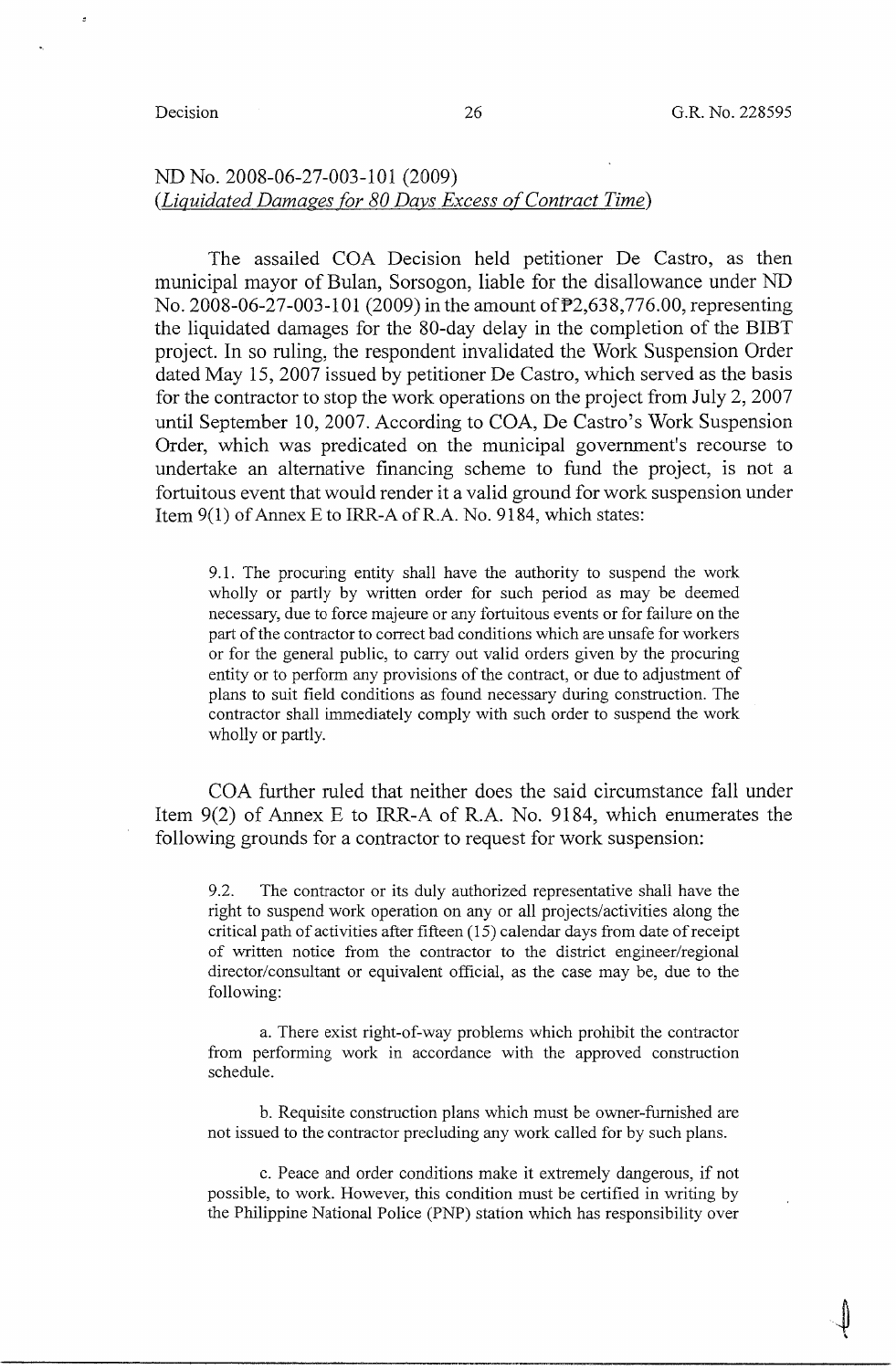ND No. 2008-06-27-003-101 (2009)
*(Liquidated Damages for 80 Days Excess of Contract Time)*

The assailed COA Decision held petitioner De Castro, as then municipal mayor of Bulan, Sorsogon, liable for the disallowance under ND No. 2008-06-27-003-101 (2009) in the amount of ₱2,638,776.00, representing the liquidated damages for the 80-day delay in the completion of the BIBT project. In so ruling, the respondent invalidated the Work Suspension Order dated May 15, 2007 issued by petitioner De Castro, which served as the basis for the contractor to stop the work operations on the project from July 2, 2007 until September 10, 2007. According to COA, De Castro's Work Suspension Order, which was predicated on the municipal government's recourse to undertake an alternative financing scheme to fund the project, is not a fortuitous event that would render it a valid ground for work suspension under Item 9(1) of Annex E to IRR-A of R.A. No. 9184, which states:

> 9.1. The procuring entity shall have the authority to suspend the work wholly or partly by written order for such period as may be deemed necessary, due to force majeure or any fortuitous events or for failure on the part of the contractor to correct bad conditions which are unsafe for workers or for the general public, to carry out valid orders given by the procuring entity or to perform any provisions of the contract, or due to adjustment of plans to suit field conditions as found necessary during construction. The contractor shall immediately comply with such order to suspend the work wholly or partly.

COA further ruled that neither does the said circumstance fall under Item 9(2) of Annex E to IRR-A of R.A. No. 9184, which enumerates the following grounds for a contractor to request for work suspension:

> 9.2. The contractor or its duly authorized representative shall have the right to suspend work operation on any or all projects/activities along the critical path of activities after fifteen (15) calendar days from date of receipt of written notice from the contractor to the district engineer/regional director/consultant or equivalent official, as the case may be, due to the following:
>
> a. There exist right-of-way problems which prohibit the contractor from performing work in accordance with the approved construction schedule.
>
> b. Requisite construction plans which must be owner-furnished are not issued to the contractor precluding any work called for by such plans.
>
> c. Peace and order conditions make it extremely dangerous, if not possible, to work. However, this condition must be certified in writing by the Philippine National Police (PNP) station which has responsibility over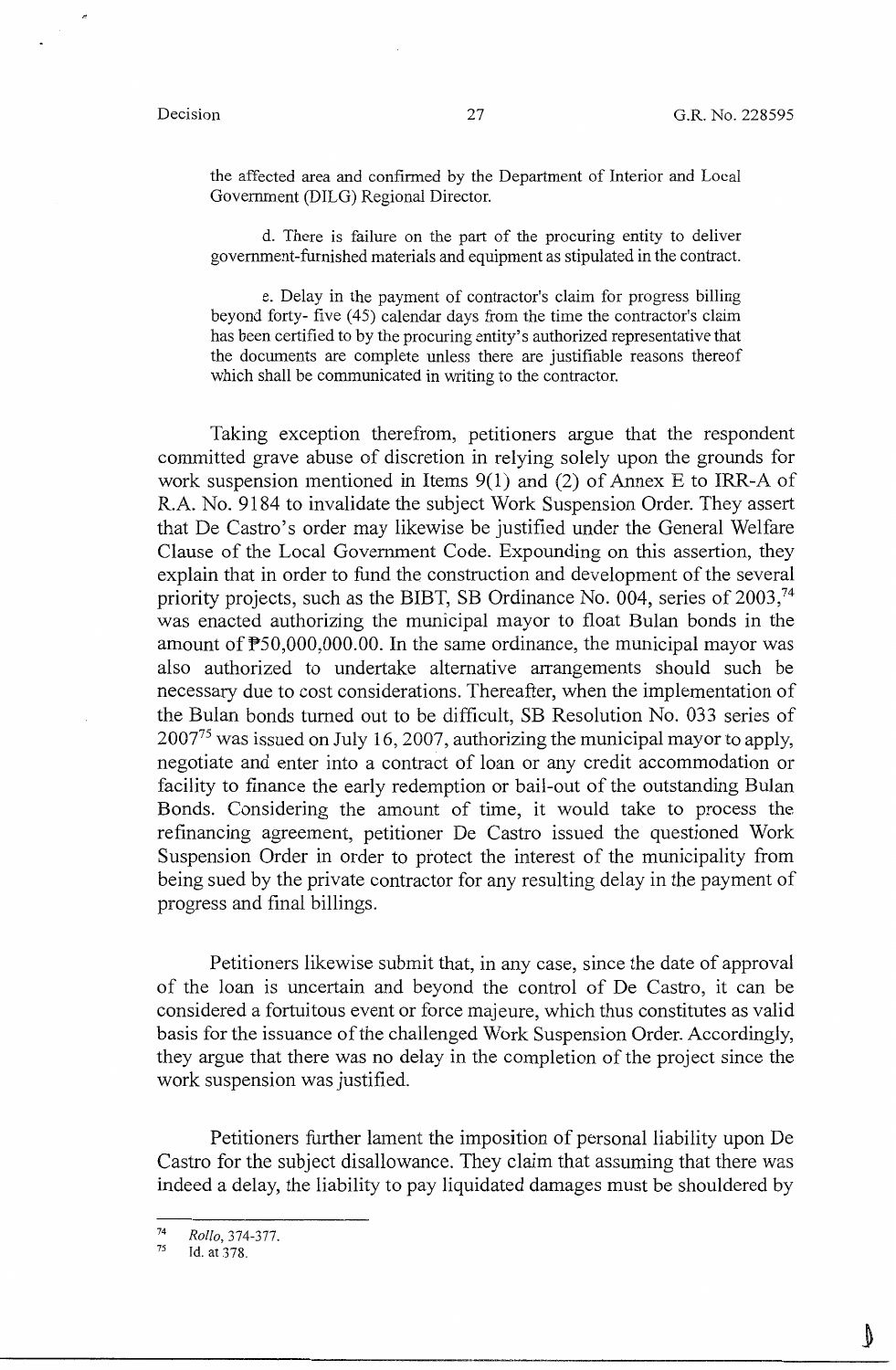the affected area and confirmed by the Department of Interior and Local Government (DILG) Regional Director.

> d. There is failure on the part of the procuring entity to deliver government-furnished materials and equipment as stipulated in the contract.
>
> e. Delay in the payment of contractor's claim for progress billing beyond forty- five (45) calendar days from the time the contractor's claim has been certified to by the procuring entity's authorized representative that the documents are complete unless there are justifiable reasons thereof which shall be communicated in writing to the contractor.

Taking exception therefrom, petitioners argue that the respondent committed grave abuse of discretion in relying solely upon the grounds for work suspension mentioned in Items 9(1) and (2) of Annex E to IRR-A of R.A. No. 9184 to invalidate the subject Work Suspension Order. They assert that De Castro's order may likewise be justified under the General Welfare Clause of the Local Government Code. Expounding on this assertion, they explain that in order to fund the construction and development of the several priority projects, such as the BIBT, SB Ordinance No. 004, series of 2003,[74] was enacted authorizing the municipal mayor to float Bulan bonds in the amount of ₱50,000,000.00. In the same ordinance, the municipal mayor was also authorized to undertake alternative arrangements should such be necessary due to cost considerations. Thereafter, when the implementation of the Bulan bonds turned out to be difficult, SB Resolution No. 033 series of 2007[75] was issued on July 16, 2007, authorizing the municipal mayor to apply, negotiate and enter into a contract of loan or any credit accommodation or facility to finance the early redemption or bail-out of the outstanding Bulan Bonds. Considering the amount of time, it would take to process the refinancing agreement, petitioner De Castro issued the questioned Work Suspension Order in order to protect the interest of the municipality from being sued by the private contractor for any resulting delay in the payment of progress and final billings.

Petitioners likewise submit that, in any case, since the date of approval of the loan is uncertain and beyond the control of De Castro, it can be considered a fortuitous event or force majeure, which thus constitutes as valid basis for the issuance of the challenged Work Suspension Order. Accordingly, they argue that there was no delay in the completion of the project since the work suspension was justified.

Petitioners further lament the imposition of personal liability upon De Castro for the subject disallowance. They claim that assuming that there was indeed a delay, the liability to pay liquidated damages must be shouldered by

---

[74] *Rollo*, 374-377.

[75] Id. at 378.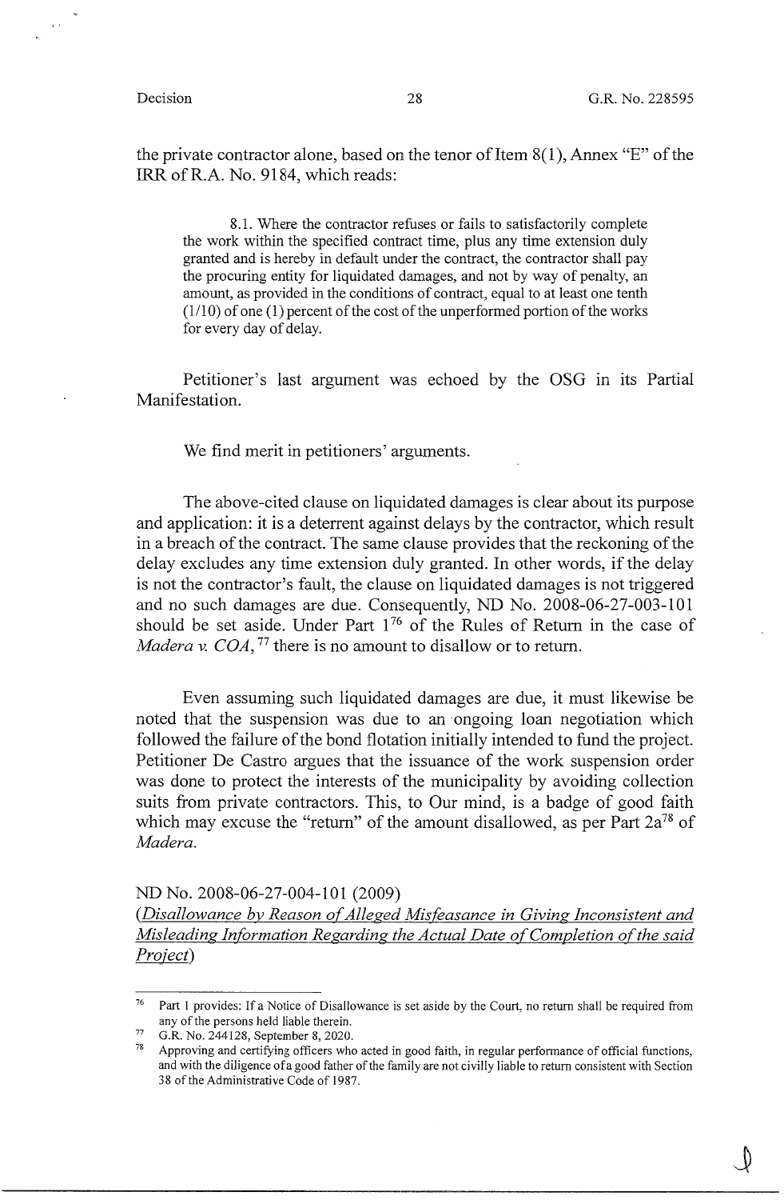the private contractor alone, based on the tenor of Item 8(1), Annex "E" of the IRR of R.A. No. 9184, which reads:

> 8.1. Where the contractor refuses or fails to satisfactorily complete the work within the specified contract time, plus any time extension duly granted and is hereby in default under the contract, the contractor shall pay the procuring entity for liquidated damages, and not by way of penalty, an amount, as provided in the conditions of contract, equal to at least one tenth (1/10) of one (1) percent of the cost of the unperformed portion of the works for every day of delay.

Petitioner's last argument was echoed by the OSG in its Partial Manifestation.

We find merit in petitioners' arguments.

The above-cited clause on liquidated damages is clear about its purpose and application: it is a deterrent against delays by the contractor, which result in a breach of the contract. The same clause provides that the reckoning of the delay excludes any time extension duly granted. In other words, if the delay is not the contractor's fault, the clause on liquidated damages is not triggered and no such damages are due. Consequently, ND No. 2008-06-27-003-101 should be set aside. Under Part 1[76] of the Rules of Return in the case of *Madera v. COA*,[77] there is no amount to disallow or to return.

Even assuming such liquidated damages are due, it must likewise be noted that the suspension was due to an ongoing loan negotiation which followed the failure of the bond flotation initially intended to fund the project. Petitioner De Castro argues that the issuance of the work suspension order was done to protect the interests of the municipality by avoiding collection suits from private contractors. This, to Our mind, is a badge of good faith which may excuse the "return" of the amount disallowed, as per Part 2a[78] of *Madera*.

ND No. 2008-06-27-004-101 (2009)
*(<u>Disallowance by Reason of Alleged Misfeasance in Giving Inconsistent and Misleading Information Regarding the Actual Date of Completion of the said Project</u>)*

---

[76] Part 1 provides: If a Notice of Disallowance is set aside by the Court, no return shall be required from any of the persons held liable therein.

[77] G.R. No. 244128, September 8, 2020.

[78] Approving and certifying officers who acted in good faith, in regular performance of official functions, and with the diligence of a good father of the family are not civilly liable to return consistent with Section 38 of the Administrative Code of 1987.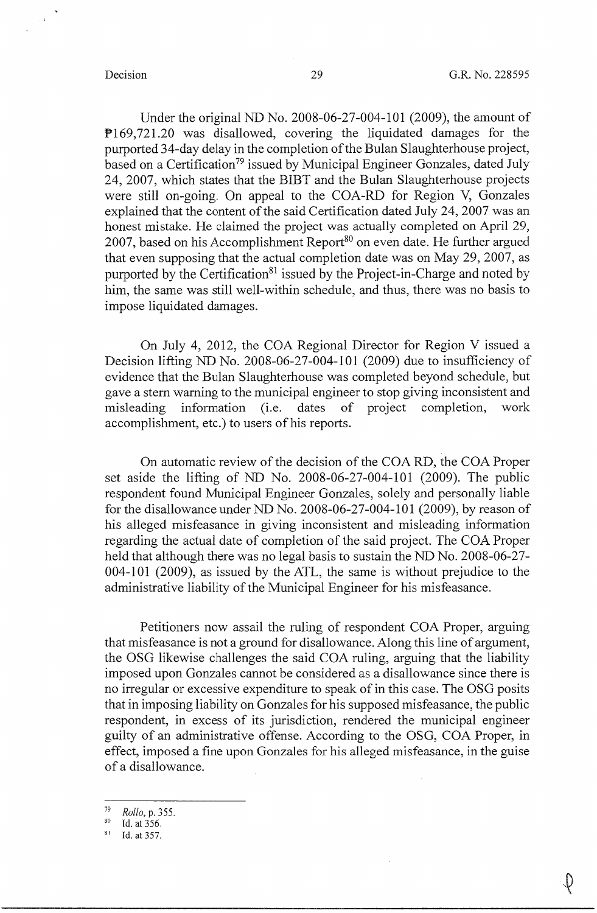Under the original ND No. 2008-06-27-004-101 (2009), the amount of ₱169,721.20 was disallowed, covering the liquidated damages for the purported 34-day delay in the completion of the Bulan Slaughterhouse project, based on a Certification[79] issued by Municipal Engineer Gonzales, dated July 24, 2007, which states that the BIBT and the Bulan Slaughterhouse projects were still on-going. On appeal to the COA-RD for Region V, Gonzales explained that the content of the said Certification dated July 24, 2007 was an honest mistake. He claimed the project was actually completed on April 29, 2007, based on his Accomplishment Report[80] on even date. He further argued that even supposing that the actual completion date was on May 29, 2007, as purported by the Certification[81] issued by the Project-in-Charge and noted by him, the same was still well-within schedule, and thus, there was no basis to impose liquidated damages.

On July 4, 2012, the COA Regional Director for Region V issued a Decision lifting ND No. 2008-06-27-004-101 (2009) due to insufficiency of evidence that the Bulan Slaughterhouse was completed beyond schedule, but gave a stern warning to the municipal engineer to stop giving inconsistent and misleading information (i.e. dates of project completion, work accomplishment, etc.) to users of his reports.

On automatic review of the decision of the COA RD, the COA Proper set aside the lifting of ND No. 2008-06-27-004-101 (2009). The public respondent found Municipal Engineer Gonzales, solely and personally liable for the disallowance under ND No. 2008-06-27-004-101 (2009), by reason of his alleged misfeasance in giving inconsistent and misleading information regarding the actual date of completion of the said project. The COA Proper held that although there was no legal basis to sustain the ND No. 2008-06-27-004-101 (2009), as issued by the ATL, the same is without prejudice to the administrative liability of the Municipal Engineer for his misfeasance.

Petitioners now assail the ruling of respondent COA Proper, arguing that misfeasance is not a ground for disallowance. Along this line of argument, the OSG likewise challenges the said COA ruling, arguing that the liability imposed upon Gonzales cannot be considered as a disallowance since there is no irregular or excessive expenditure to speak of in this case. The OSG posits that in imposing liability on Gonzales for his supposed misfeasance, the public respondent, in excess of its jurisdiction, rendered the municipal engineer guilty of an administrative offense. According to the OSG, COA Proper, in effect, imposed a fine upon Gonzales for his alleged misfeasance, in the guise of a disallowance.

---

[79] *Rollo*, p. 355.

[80] Id. at 356.

[81] Id. at 357.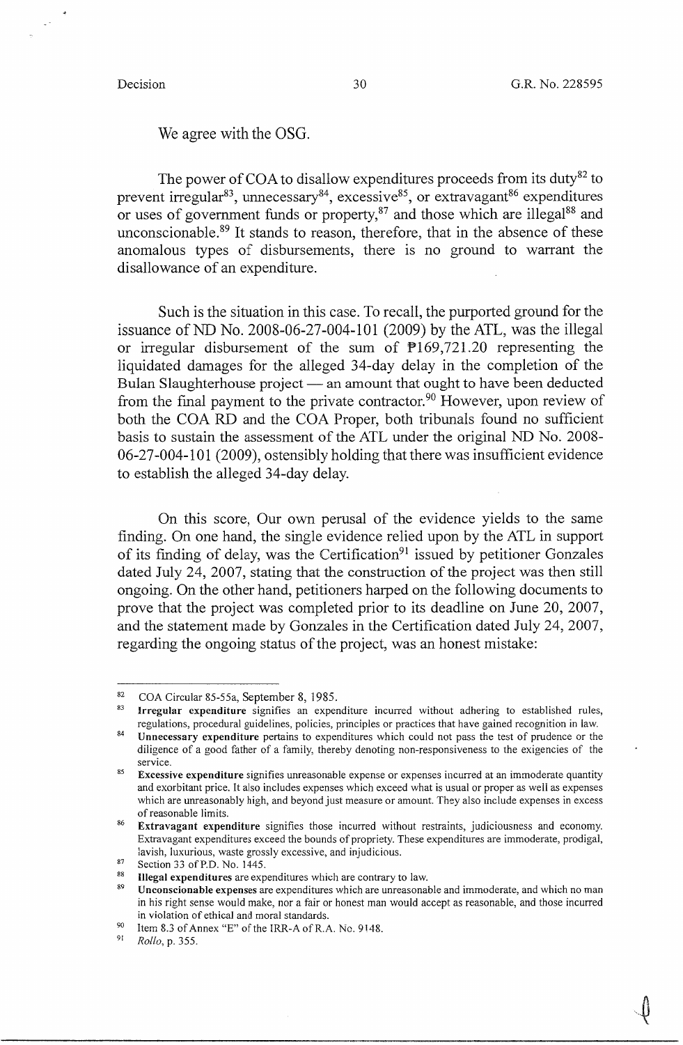We agree with the OSG.

The power of COA to disallow expenditures proceeds from its duty[82] to prevent irregular[83], unnecessary[84], excessive[85], or extravagant[86] expenditures or uses of government funds or property,[87] and those which are illegal[88] and unconscionable.[89] It stands to reason, therefore, that in the absence of these anomalous types of disbursements, there is no ground to warrant the disallowance of an expenditure.

Such is the situation in this case. To recall, the purported ground for the issuance of ND No. 2008-06-27-004-101 (2009) by the ATL, was the illegal or irregular disbursement of the sum of ₱169,721.20 representing the liquidated damages for the alleged 34-day delay in the completion of the Bulan Slaughterhouse project — an amount that ought to have been deducted from the final payment to the private contractor.[90] However, upon review of both the COA RD and the COA Proper, both tribunals found no sufficient basis to sustain the assessment of the ATL under the original ND No. 2008-06-27-004-101 (2009), ostensibly holding that there was insufficient evidence to establish the alleged 34-day delay.

On this score, Our own perusal of the evidence yields to the same finding. On one hand, the single evidence relied upon by the ATL in support of its finding of delay, was the Certification[91] issued by petitioner Gonzales dated July 24, 2007, stating that the construction of the project was then still ongoing. On the other hand, petitioners harped on the following documents to prove that the project was completed prior to its deadline on June 20, 2007, and the statement made by Gonzales in the Certification dated July 24, 2007, regarding the ongoing status of the project, was an honest mistake:

---

[82] COA Circular 85-55a, September 8, 1985.

[83] **Irregular expenditure** signifies an expenditure incurred without adhering to established rules, regulations, procedural guidelines, policies, principles or practices that have gained recognition in law.

[84] **Unnecessary expenditure** pertains to expenditures which could not pass the test of prudence or the diligence of a good father of a family, thereby denoting non-responsiveness to the exigencies of the service.

[85] **Excessive expenditure** signifies unreasonable expense or expenses incurred at an immoderate quantity and exorbitant price. It also includes expenses which exceed what is usual or proper as well as expenses which are unreasonably high, and beyond just measure or amount. They also include expenses in excess of reasonable limits.

[86] **Extravagant expenditure** signifies those incurred without restraints, judiciousness and economy. Extravagant expenditures exceed the bounds of propriety. These expenditures are immoderate, prodigal, lavish, luxurious, waste grossly excessive, and injudicious.

[87] Section 33 of P.D. No. 1445.

[88] **Illegal expenditures** are expenditures which are contrary to law.

[89] **Unconscionable expenses** are expenditures which are unreasonable and immoderate, and which no man in his right sense would make, nor a fair or honest man would accept as reasonable, and those incurred in violation of ethical and moral standards.

[90] Item 8.3 of Annex "E" of the IRR-A of R.A. No. 9148.

[91] *Rollo*, p. 355.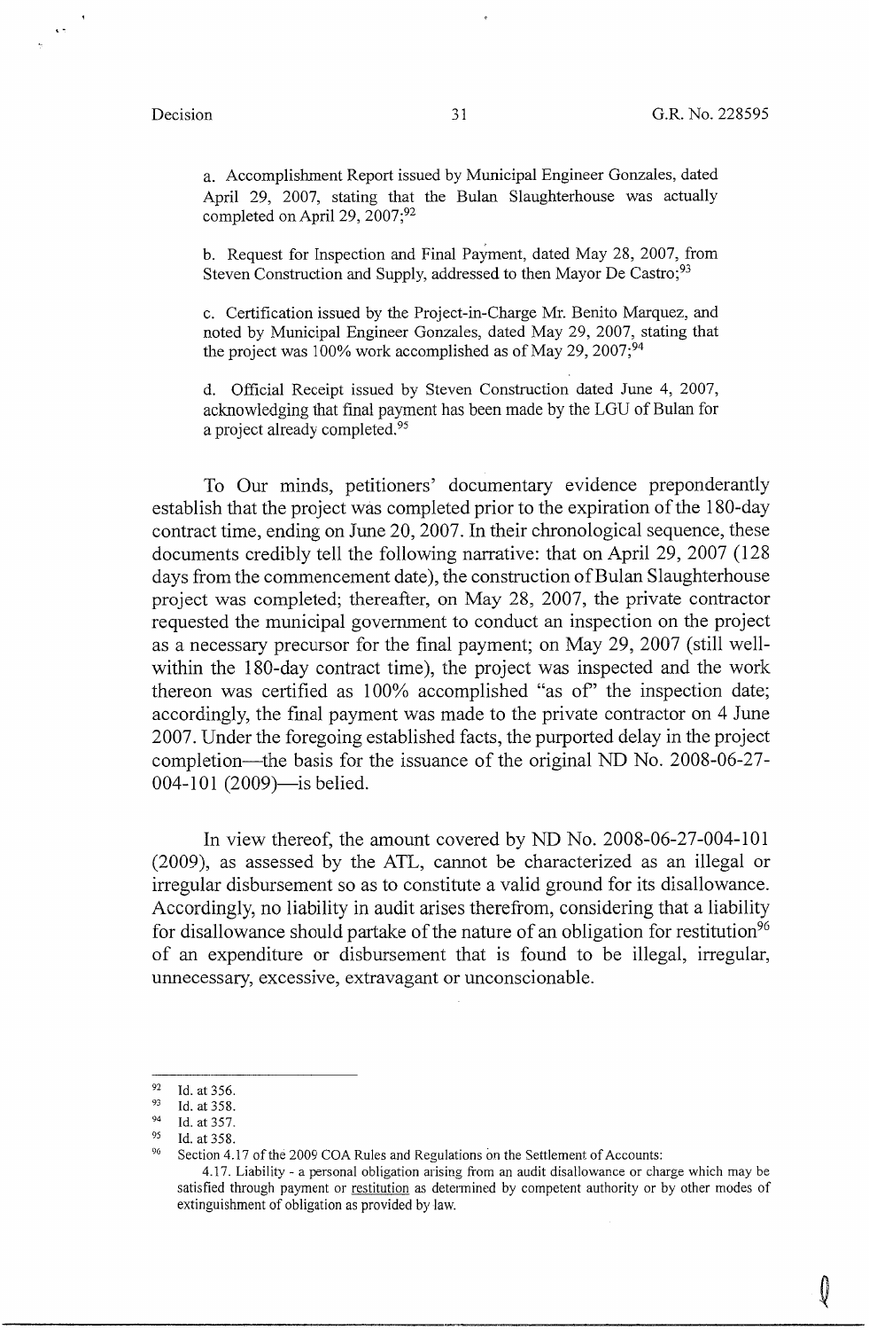a. Accomplishment Report issued by Municipal Engineer Gonzales, dated April 29, 2007, stating that the Bulan Slaughterhouse was actually completed on April 29, 2007;[92]

b. Request for Inspection and Final Payment, dated May 28, 2007, from Steven Construction and Supply, addressed to then Mayor De Castro;[93]

c. Certification issued by the Project-in-Charge Mr. Benito Marquez, and noted by Municipal Engineer Gonzales, dated May 29, 2007, stating that the project was 100% work accomplished as of May 29, 2007;[94]

d. Official Receipt issued by Steven Construction dated June 4, 2007, acknowledging that final payment has been made by the LGU of Bulan for a project already completed.[95]

To Our minds, petitioners' documentary evidence preponderantly establish that the project was completed prior to the expiration of the 180-day contract time, ending on June 20, 2007. In their chronological sequence, these documents credibly tell the following narrative: that on April 29, 2007 (128 days from the commencement date), the construction of Bulan Slaughterhouse project was completed; thereafter, on May 28, 2007, the private contractor requested the municipal government to conduct an inspection on the project as a necessary precursor for the final payment; on May 29, 2007 (still well-within the 180-day contract time), the project was inspected and the work thereon was certified as 100% accomplished "as of" the inspection date; accordingly, the final payment was made to the private contractor on 4 June 2007. Under the foregoing established facts, the purported delay in the project completion—the basis for the issuance of the original ND No. 2008-06-27-004-101 (2009)—is belied.

In view thereof, the amount covered by ND No. 2008-06-27-004-101 (2009), as assessed by the ATL, cannot be characterized as an illegal or irregular disbursement so as to constitute a valid ground for its disallowance. Accordingly, no liability in audit arises therefrom, considering that a liability for disallowance should partake of the nature of an obligation for restitution[96] of an expenditure or disbursement that is found to be illegal, irregular, unnecessary, excessive, extravagant or unconscionable.

---

[92] Id. at 356.

[93] Id. at 358.

[94] Id. at 357.

[95] Id. at 358.

[96] Section 4.17 of the 2009 COA Rules and Regulations on the Settlement of Accounts:

4.17. Liability - a personal obligation arising from an audit disallowance or charge which may be satisfied through payment or restitution as determined by competent authority or by other modes of extinguishment of obligation as provided by law.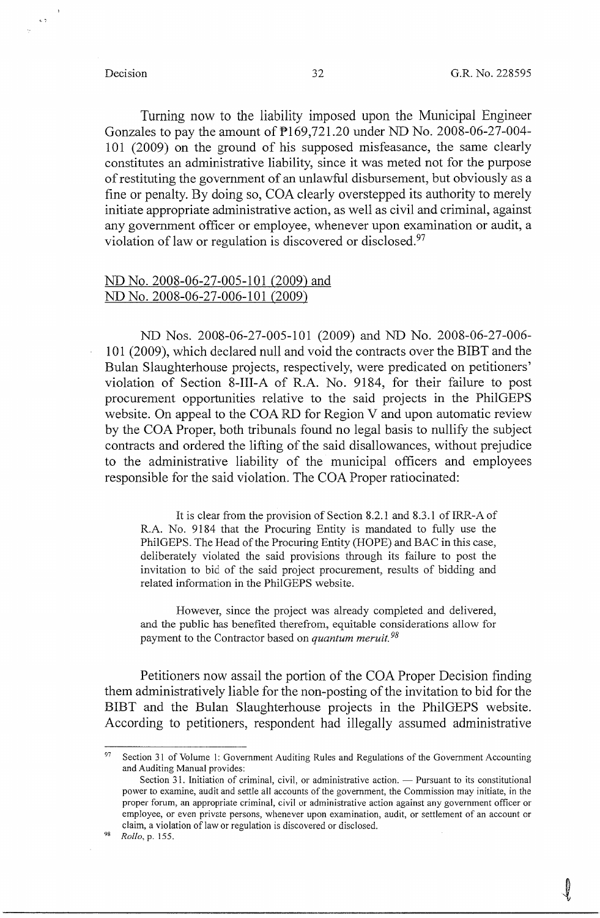Turning now to the liability imposed upon the Municipal Engineer Gonzales to pay the amount of ₱169,721.20 under ND No. 2008-06-27-004-101 (2009) on the ground of his supposed misfeasance, the same clearly constitutes an administrative liability, since it was meted not for the purpose of restituting the government of an unlawful disbursement, but obviously as a fine or penalty. By doing so, COA clearly overstepped its authority to merely initiate appropriate administrative action, as well as civil and criminal, against any government officer or employee, whenever upon examination or audit, a violation of law or regulation is discovered or disclosed.[97]

<u>ND No. 2008-06-27-005-101 (2009) and</u>
<u>ND No. 2008-06-27-006-101 (2009)</u>

ND Nos. 2008-06-27-005-101 (2009) and ND No. 2008-06-27-006-101 (2009), which declared null and void the contracts over the BIBT and the Bulan Slaughterhouse projects, respectively, were predicated on petitioners' violation of Section 8-III-A of R.A. No. 9184, for their failure to post procurement opportunities relative to the said projects in the PhilGEPS website. On appeal to the COA RD for Region V and upon automatic review by the COA Proper, both tribunals found no legal basis to nullify the subject contracts and ordered the lifting of the said disallowances, without prejudice to the administrative liability of the municipal officers and employees responsible for the said violation. The COA Proper ratiocinated:

> It is clear from the provision of Section 8.2.1 and 8.3.1 of IRR-A of R.A. No. 9184 that the Procuring Entity is mandated to fully use the PhilGEPS. The Head of the Procuring Entity (HOPE) and BAC in this case, deliberately violated the said provisions through its failure to post the invitation to bid of the said project procurement, results of bidding and related information in the PhilGEPS website.
>
> However, since the project was already completed and delivered, and the public has benefited therefrom, equitable considerations allow for payment to the Contractor based on *quantum meruit*.[98]

Petitioners now assail the portion of the COA Proper Decision finding them administratively liable for the non-posting of the invitation to bid for the BIBT and the Bulan Slaughterhouse projects in the PhilGEPS website. According to petitioners, respondent had illegally assumed administrative

---

[97] Section 31 of Volume 1: Government Auditing Rules and Regulations of the Government Accounting and Auditing Manual provides:

Section 31. Initiation of criminal, civil, or administrative action. — Pursuant to its constitutional power to examine, audit and settle all accounts of the government, the Commission may initiate, in the proper forum, an appropriate criminal, civil or administrative action against any government officer or employee, or even private persons, whenever upon examination, audit, or settlement of an account or claim, a violation of law or regulation is discovered or disclosed.

[98] *Rollo*, p. 155.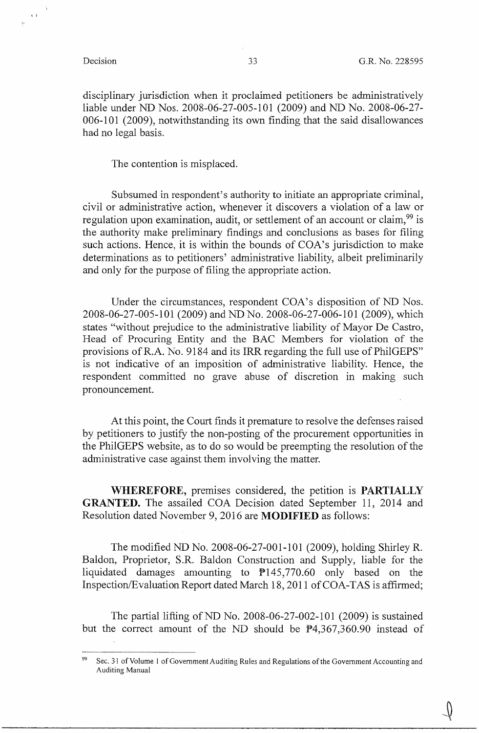disciplinary jurisdiction when it proclaimed petitioners be administratively liable under ND Nos. 2008-06-27-005-101 (2009) and ND No. 2008-06-27-006-101 (2009), notwithstanding its own finding that the said disallowances had no legal basis.

The contention is misplaced.

Subsumed in respondent's authority to initiate an appropriate criminal, civil or administrative action, whenever it discovers a violation of a law or regulation upon examination, audit, or settlement of an account or claim,[99] is the authority make preliminary findings and conclusions as bases for filing such actions. Hence, it is within the bounds of COA's jurisdiction to make determinations as to petitioners' administrative liability, albeit preliminarily and only for the purpose of filing the appropriate action.

Under the circumstances, respondent COA's disposition of ND Nos. 2008-06-27-005-101 (2009) and ND No. 2008-06-27-006-101 (2009), which states "without prejudice to the administrative liability of Mayor De Castro, Head of Procuring Entity and the BAC Members for violation of the provisions of R.A. No. 9184 and its IRR regarding the full use of PhilGEPS" is not indicative of an imposition of administrative liability. Hence, the respondent committed no grave abuse of discretion in making such pronouncement.

At this point, the Court finds it premature to resolve the defenses raised by petitioners to justify the non-posting of the procurement opportunities in the PhilGEPS website, as to do so would be preempting the resolution of the administrative case against them involving the matter.

**WHEREFORE,** premises considered, the petition is **PARTIALLY GRANTED.** The assailed COA Decision dated September 11, 2014 and Resolution dated November 9, 2016 are **MODIFIED** as follows:

The modified ND No. 2008-06-27-001-101 (2009), holding Shirley R. Baldon, Proprietor, S.R. Baldon Construction and Supply, liable for the liquidated damages amounting to ₱145,770.60 only based on the Inspection/Evaluation Report dated March 18, 2011 of COA-TAS is affirmed;

The partial lifting of ND No. 2008-06-27-002-101 (2009) is sustained but the correct amount of the ND should be ₱4,367,360.90 instead of

---

[99] Sec. 31 of Volume 1 of Government Auditing Rules and Regulations of the Government Accounting and Auditing Manual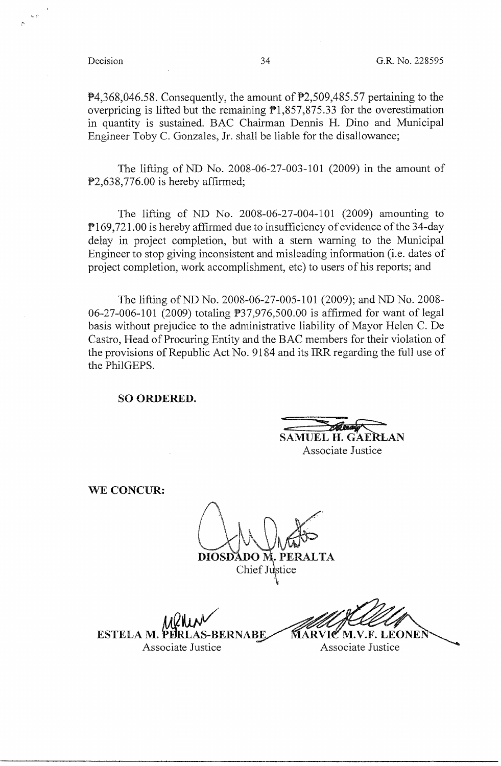₱4,368,046.58. Consequently, the amount of ₱2,509,485.57 pertaining to the overpricing is lifted but the remaining ₱1,857,875.33 for the overestimation in quantity is sustained. BAC Chairman Dennis H. Dino and Municipal Engineer Toby C. Gonzales, Jr. shall be liable for the disallowance;

The lifting of ND No. 2008-06-27-003-101 (2009) in the amount of ₱2,638,776.00 is hereby affirmed;

The lifting of ND No. 2008-06-27-004-101 (2009) amounting to ₱169,721.00 is hereby affirmed due to insufficiency of evidence of the 34-day delay in project completion, but with a stern warning to the Municipal Engineer to stop giving inconsistent and misleading information (i.e. dates of project completion, work accomplishment, etc) to users of his reports; and

The lifting of ND No. 2008-06-27-005-101 (2009); and ND No. 2008-06-27-006-101 (2009) totaling ₱37,976,500.00 is affirmed for want of legal basis without prejudice to the administrative liability of Mayor Helen C. De Castro, Head of Procuring Entity and the BAC members for their violation of the provisions of Republic Act No. 9184 and its IRR regarding the full use of the PhilGEPS.

**SO ORDERED.**

**SAMUEL H. GAERLAN**
Associate Justice

**WE CONCUR:**

**DIOSDADO M. PERALTA**
Chief Justice

**ESTELA M. PERLAS-BERNABE**
Associate Justice

**MARVIC M.V.F. LEONEN**
Associate Justice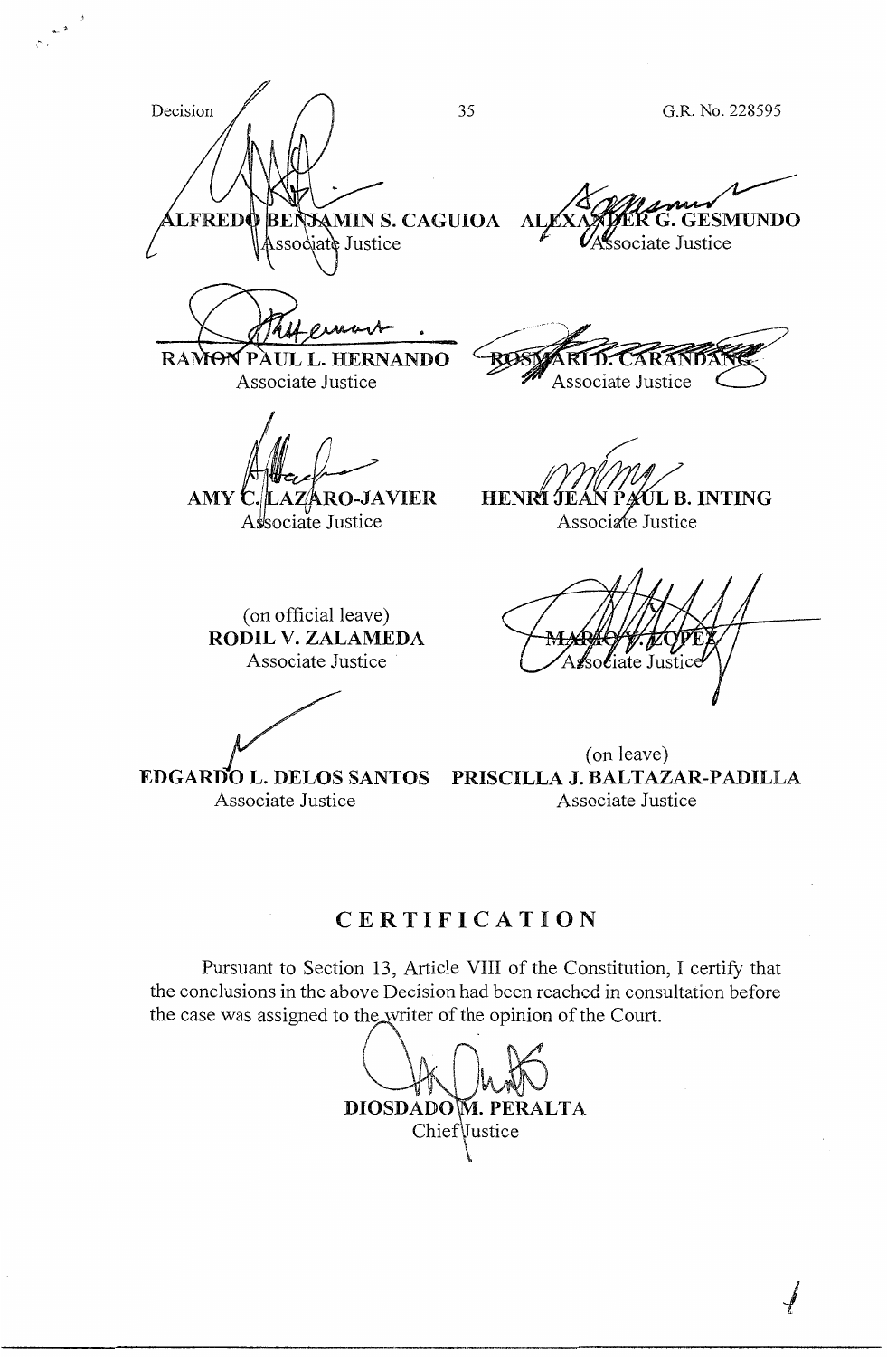**ALFREDO BENJAMIN S. CAGUIOA**
Associate Justice

**ALEXANDER G. GESMUNDO**
Associate Justice

**RAMON PAUL L. HERNANDO**
Associate Justice

**ROSMARI D. CARANDANG**
Associate Justice

**AMY C. LAZARO-JAVIER**
Associate Justice

**HENRI JEAN PAUL B. INTING**
Associate Justice

(on official leave)
**RODIL V. ZALAMEDA**
Associate Justice

**MARIO V. LOPEZ**
Associate Justice

**EDGARDO L. DELOS SANTOS**
Associate Justice

(on leave)
**PRISCILLA J. BALTAZAR-PADILLA**
Associate Justice

## CERTIFICATION

Pursuant to Section 13, Article VIII of the Constitution, I certify that the conclusions in the above Decision had been reached in consultation before the case was assigned to the writer of the opinion of the Court.

**DIOSDADO M. PERALTA**
Chief Justice